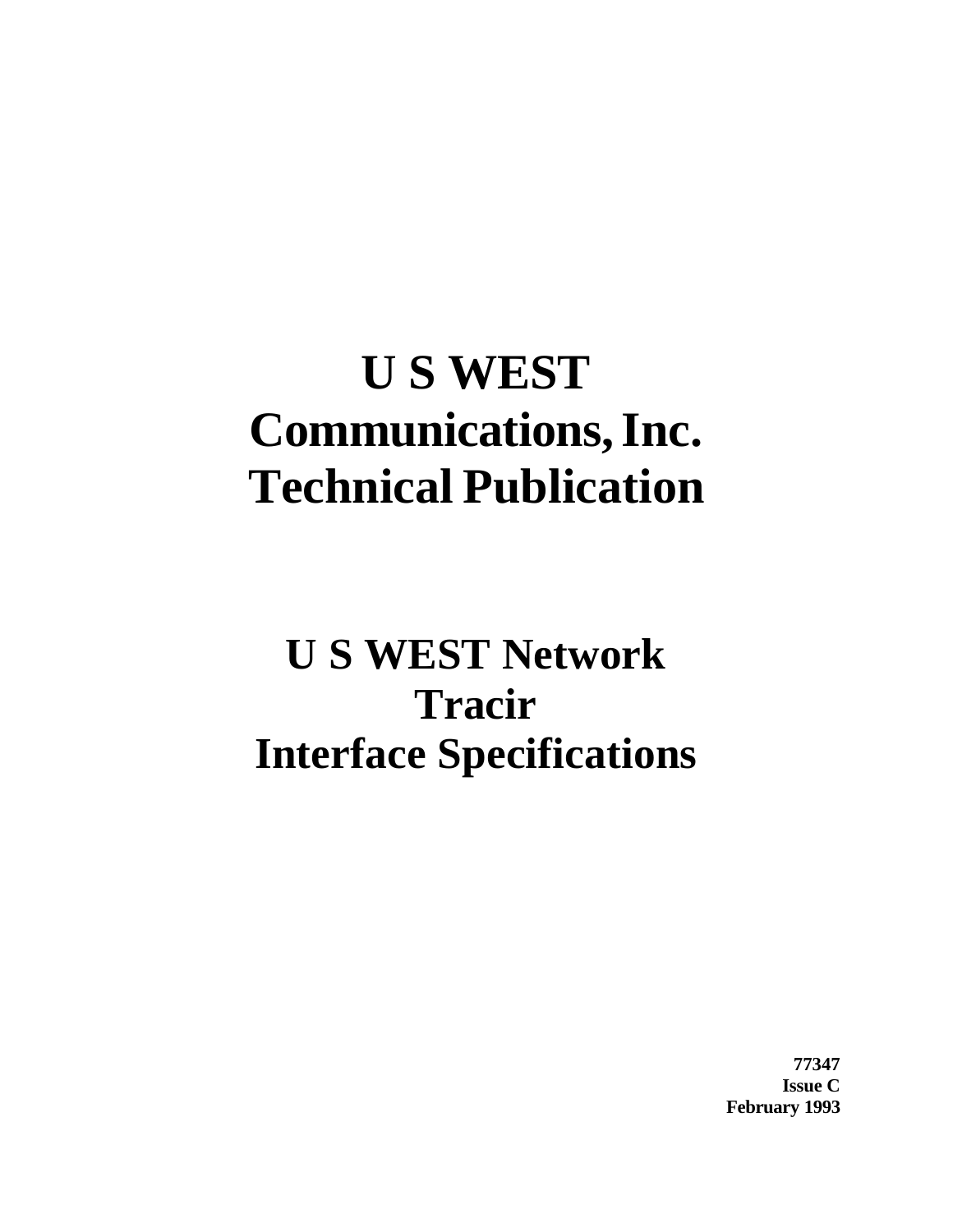# U S WEST Communications, Inc. Technical Publication

# U S WEST Network Tracir Interface Specifications

**77347**
**Issue C**
**February 1993**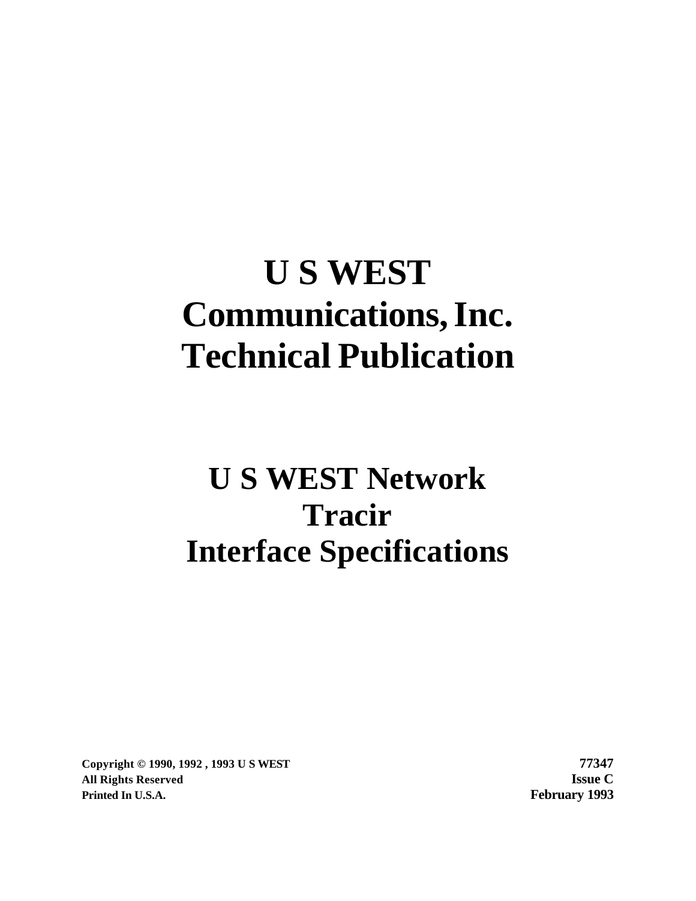# U S WEST Communications, Inc. Technical Publication

# U S WEST Network Tracir Interface Specifications

**Copyright © 1990, 1992 , 1993 U S WEST**
**All Rights Reserved**
**Printed In U.S.A.**

**77347**
**Issue C**
**February 1993**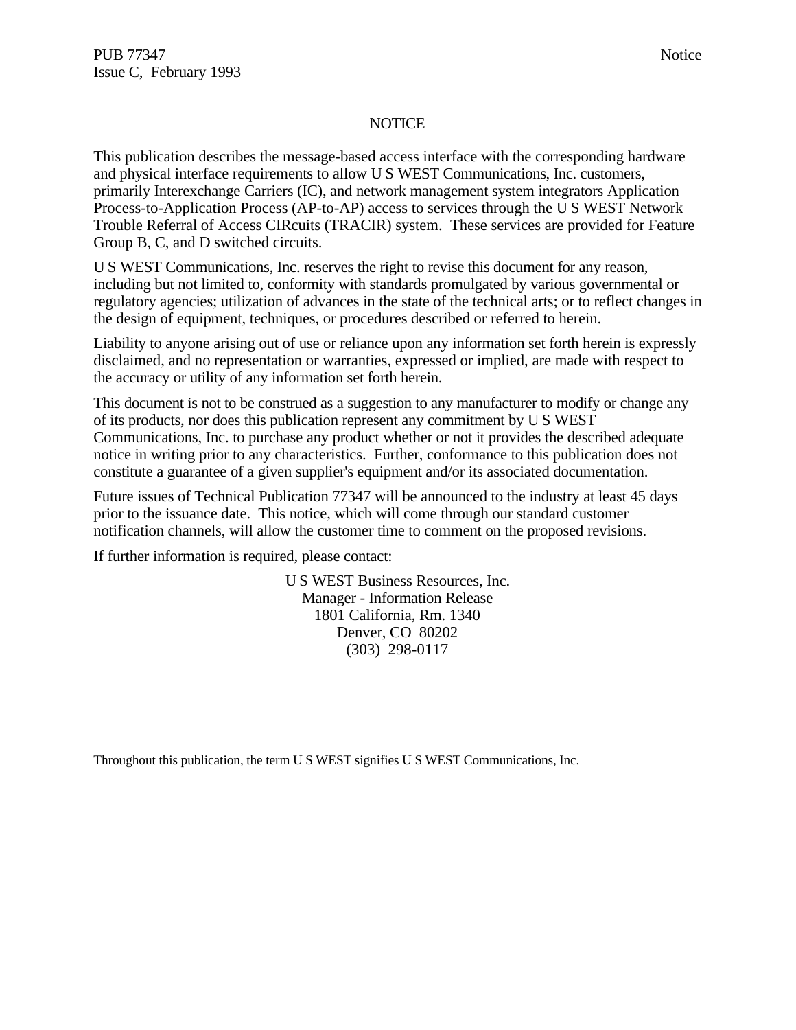# NOTICE

This publication describes the message-based access interface with the corresponding hardware and physical interface requirements to allow U S WEST Communications, Inc. customers, primarily Interexchange Carriers (IC), and network management system integrators Application Process-to-Application Process (AP-to-AP) access to services through the U S WEST Network Trouble Referral of Access CIRcuits (TRACIR) system. These services are provided for Feature Group B, C, and D switched circuits.

U S WEST Communications, Inc. reserves the right to revise this document for any reason, including but not limited to, conformity with standards promulgated by various governmental or regulatory agencies; utilization of advances in the state of the technical arts; or to reflect changes in the design of equipment, techniques, or procedures described or referred to herein.

Liability to anyone arising out of use or reliance upon any information set forth herein is expressly disclaimed, and no representation or warranties, expressed or implied, are made with respect to the accuracy or utility of any information set forth herein.

This document is not to be construed as a suggestion to any manufacturer to modify or change any of its products, nor does this publication represent any commitment by U S WEST Communications, Inc. to purchase any product whether or not it provides the described adequate notice in writing prior to any characteristics. Further, conformance to this publication does not constitute a guarantee of a given supplier's equipment and/or its associated documentation.

Future issues of Technical Publication 77347 will be announced to the industry at least 45 days prior to the issuance date. This notice, which will come through our standard customer notification channels, will allow the customer time to comment on the proposed revisions.

If further information is required, please contact:

U S WEST Business Resources, Inc.
Manager - Information Release
1801 California, Rm. 1340
Denver, CO 80202
(303) 298-0117

Throughout this publication, the term U S WEST signifies U S WEST Communications, Inc.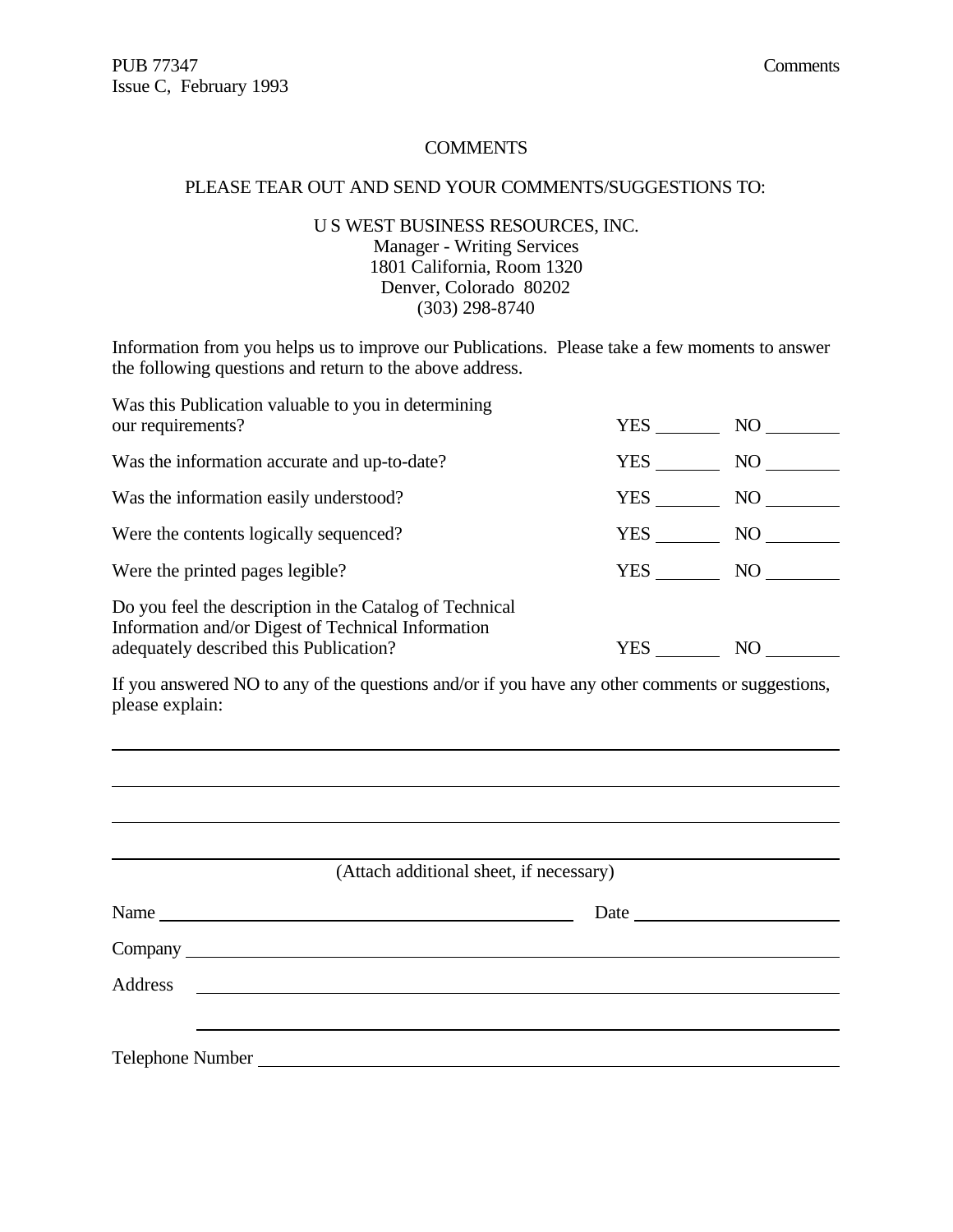# COMMENTS

PLEASE TEAR OUT AND SEND YOUR COMMENTS/SUGGESTIONS TO:

U S WEST BUSINESS RESOURCES, INC.
Manager - Writing Services
1801 California, Room 1320
Denver, Colorado 80202
(303) 298-8740

Information from you helps us to improve our Publications. Please take a few moments to answer the following questions and return to the above address.

| | | |
|---|---|---|
| Was this Publication valuable to you in determining our requirements? | YES ______ | NO ______ |
| Was the information accurate and up-to-date? | YES ______ | NO ______ |
| Was the information easily understood? | YES ______ | NO ______ |
| Were the contents logically sequenced? | YES ______ | NO ______ |
| Were the printed pages legible? | YES ______ | NO ______ |
| Do you feel the description in the Catalog of Technical Information and/or Digest of Technical Information adequately described this Publication? | YES ______ | NO ______ |

If you answered NO to any of the questions and/or if you have any other comments or suggestions, please explain:

_______________________________________________________________

_______________________________________________________________

_______________________________________________________________

_______________________________________________________________

(Attach additional sheet, if necessary)

Name ______________________________ Date ______________

Company _______________________________________________

Address _______________________________________________

_______________________________________________

Telephone Number _______________________________________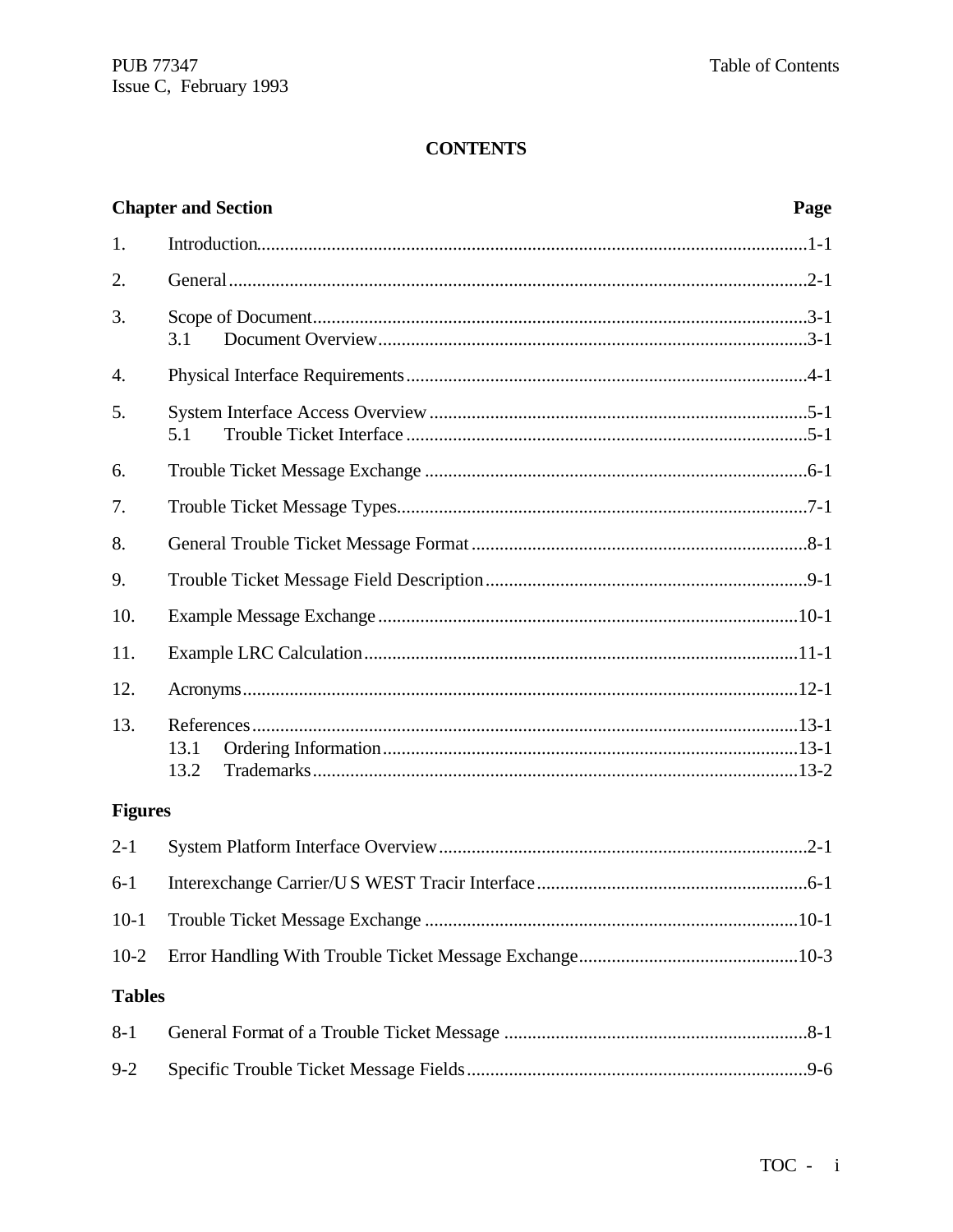**CONTENTS**

| Chapter and Section | | Page |
|---|---|---|
| 1. | Introduction | 1-1 |
| 2. | General | 2-1 |
| 3. | Scope of Document | 3-1 |
| | 3.1 Document Overview | 3-1 |
| 4. | Physical Interface Requirements | 4-1 |
| 5. | System Interface Access Overview | 5-1 |
| | 5.1 Trouble Ticket Interface | 5-1 |
| 6. | Trouble Ticket Message Exchange | 6-1 |
| 7. | Trouble Ticket Message Types | 7-1 |
| 8. | General Trouble Ticket Message Format | 8-1 |
| 9. | Trouble Ticket Message Field Description | 9-1 |
| 10. | Example Message Exchange | 10-1 |
| 11. | Example LRC Calculation | 11-1 |
| 12. | Acronyms | 12-1 |
| 13. | References | 13-1 |
| | 13.1 Ordering Information | 13-1 |
| | 13.2 Trademarks | 13-2 |

**Figures**

| | | |
|---|---|---|
| 2-1 | System Platform Interface Overview | 2-1 |
| 6-1 | Interexchange Carrier/U S WEST Tracir Interface | 6-1 |
| 10-1 | Trouble Ticket Message Exchange | 10-1 |
| 10-2 | Error Handling With Trouble Ticket Message Exchange | 10-3 |

**Tables**

| | | |
|---|---|---|
| 8-1 | General Format of a Trouble Ticket Message | 8-1 |
| 9-2 | Specific Trouble Ticket Message Fields | 9-6 |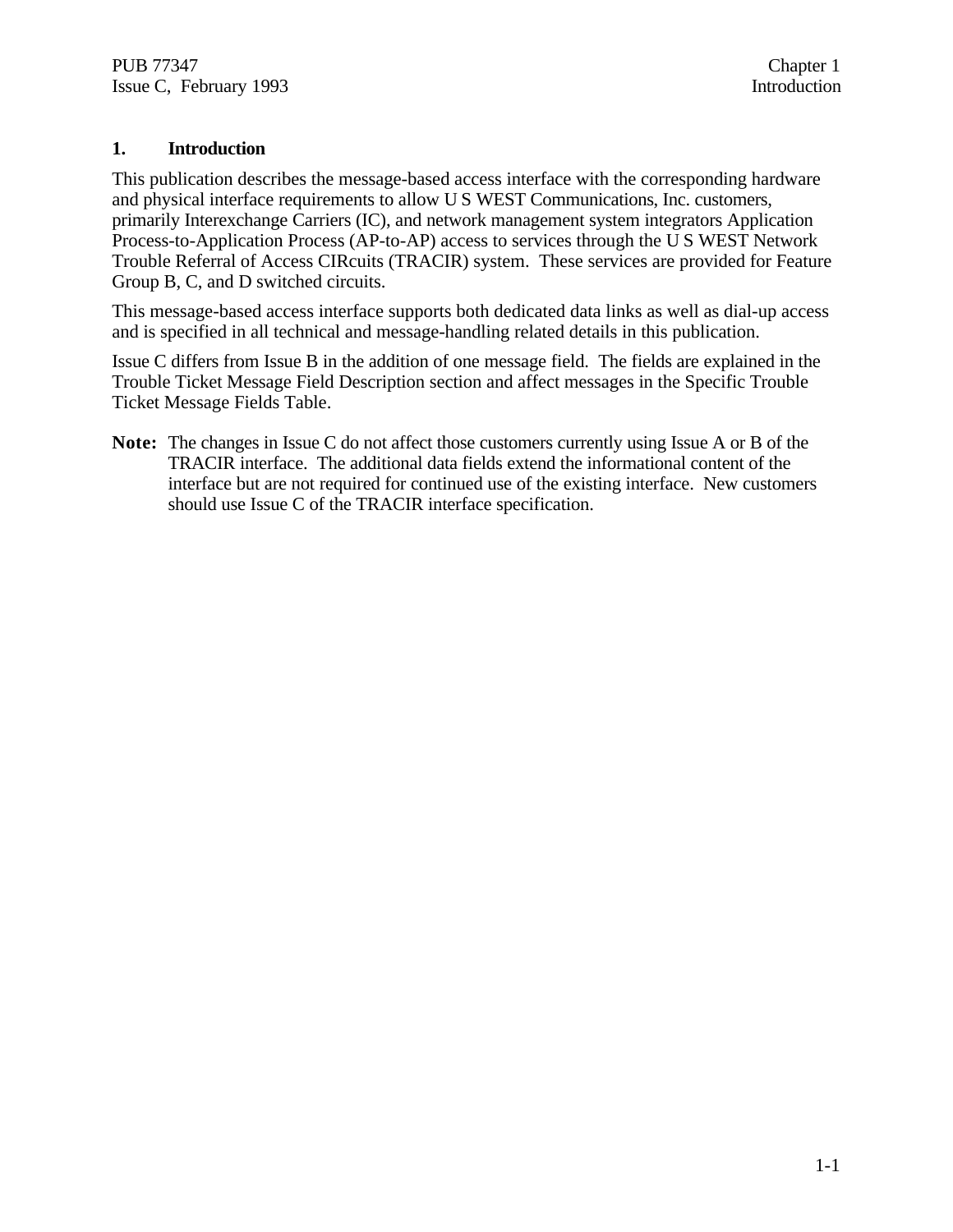# 1. Introduction

This publication describes the message-based access interface with the corresponding hardware and physical interface requirements to allow U S WEST Communications, Inc. customers, primarily Interexchange Carriers (IC), and network management system integrators Application Process-to-Application Process (AP-to-AP) access to services through the U S WEST Network Trouble Referral of Access CIRcuits (TRACIR) system. These services are provided for Feature Group B, C, and D switched circuits.

This message-based access interface supports both dedicated data links as well as dial-up access and is specified in all technical and message-handling related details in this publication.

Issue C differs from Issue B in the addition of one message field. The fields are explained in the Trouble Ticket Message Field Description section and affect messages in the Specific Trouble Ticket Message Fields Table.

**Note:** The changes in Issue C do not affect those customers currently using Issue A or B of the TRACIR interface. The additional data fields extend the informational content of the interface but are not required for continued use of the existing interface. New customers should use Issue C of the TRACIR interface specification.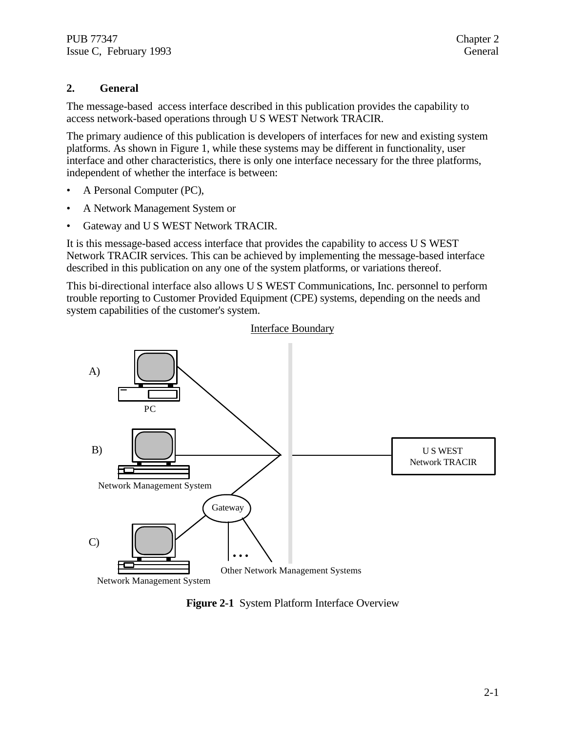## 2. General

The message-based access interface described in this publication provides the capability to access network-based operations through U S WEST Network TRACIR.

The primary audience of this publication is developers of interfaces for new and existing system platforms. As shown in Figure 1, while these systems may be different in functionality, user interface and other characteristics, there is only one interface necessary for the three platforms, independent of whether the interface is between:

- A Personal Computer (PC),
- A Network Management System or
- Gateway and U S WEST Network TRACIR.

It is this message-based access interface that provides the capability to access U S WEST Network TRACIR services. This can be achieved by implementing the message-based interface described in this publication on any one of the system platforms, or variations thereof.

This bi-directional interface also allows U S WEST Communications, Inc. personnel to perform trouble reporting to Customer Provided Equipment (CPE) systems, depending on the needs and system capabilities of the customer's system.

Interface Boundary

A) PC

B) Network Management System

C) Network Management System

Gateway

Other Network Management Systems

U S WEST Network TRACIR

**Figure 2-1** System Platform Interface Overview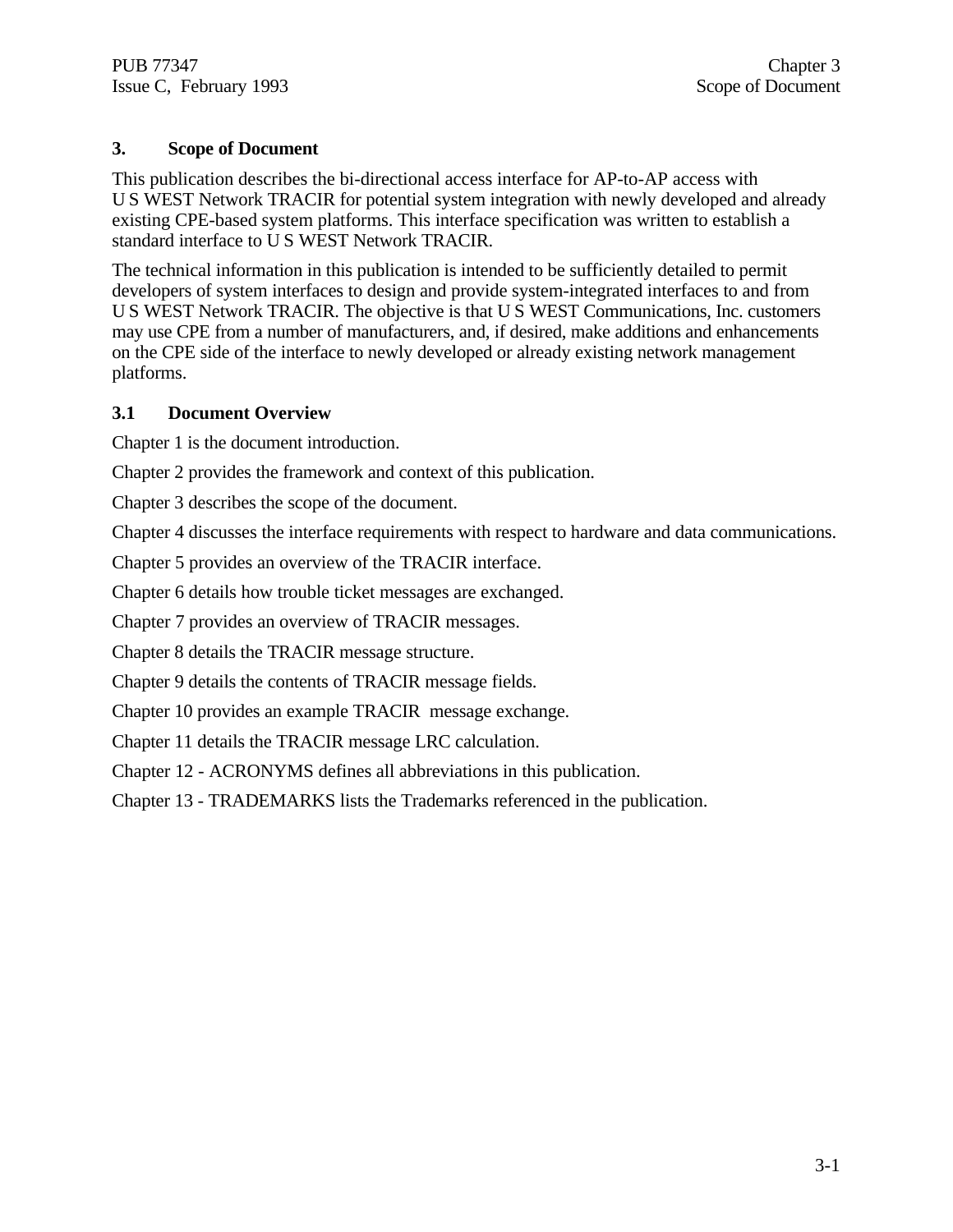# 3. Scope of Document

This publication describes the bi-directional access interface for AP-to-AP access with U S WEST Network TRACIR for potential system integration with newly developed and already existing CPE-based system platforms. This interface specification was written to establish a standard interface to U S WEST Network TRACIR.

The technical information in this publication is intended to be sufficiently detailed to permit developers of system interfaces to design and provide system-integrated interfaces to and from U S WEST Network TRACIR. The objective is that U S WEST Communications, Inc. customers may use CPE from a number of manufacturers, and, if desired, make additions and enhancements on the CPE side of the interface to newly developed or already existing network management platforms.

## 3.1 Document Overview

Chapter 1 is the document introduction.

Chapter 2 provides the framework and context of this publication.

Chapter 3 describes the scope of the document.

Chapter 4 discusses the interface requirements with respect to hardware and data communications.

Chapter 5 provides an overview of the TRACIR interface.

Chapter 6 details how trouble ticket messages are exchanged.

Chapter 7 provides an overview of TRACIR messages.

Chapter 8 details the TRACIR message structure.

Chapter 9 details the contents of TRACIR message fields.

Chapter 10 provides an example TRACIR message exchange.

Chapter 11 details the TRACIR message LRC calculation.

Chapter 12 - ACRONYMS defines all abbreviations in this publication.

Chapter 13 - TRADEMARKS lists the Trademarks referenced in the publication.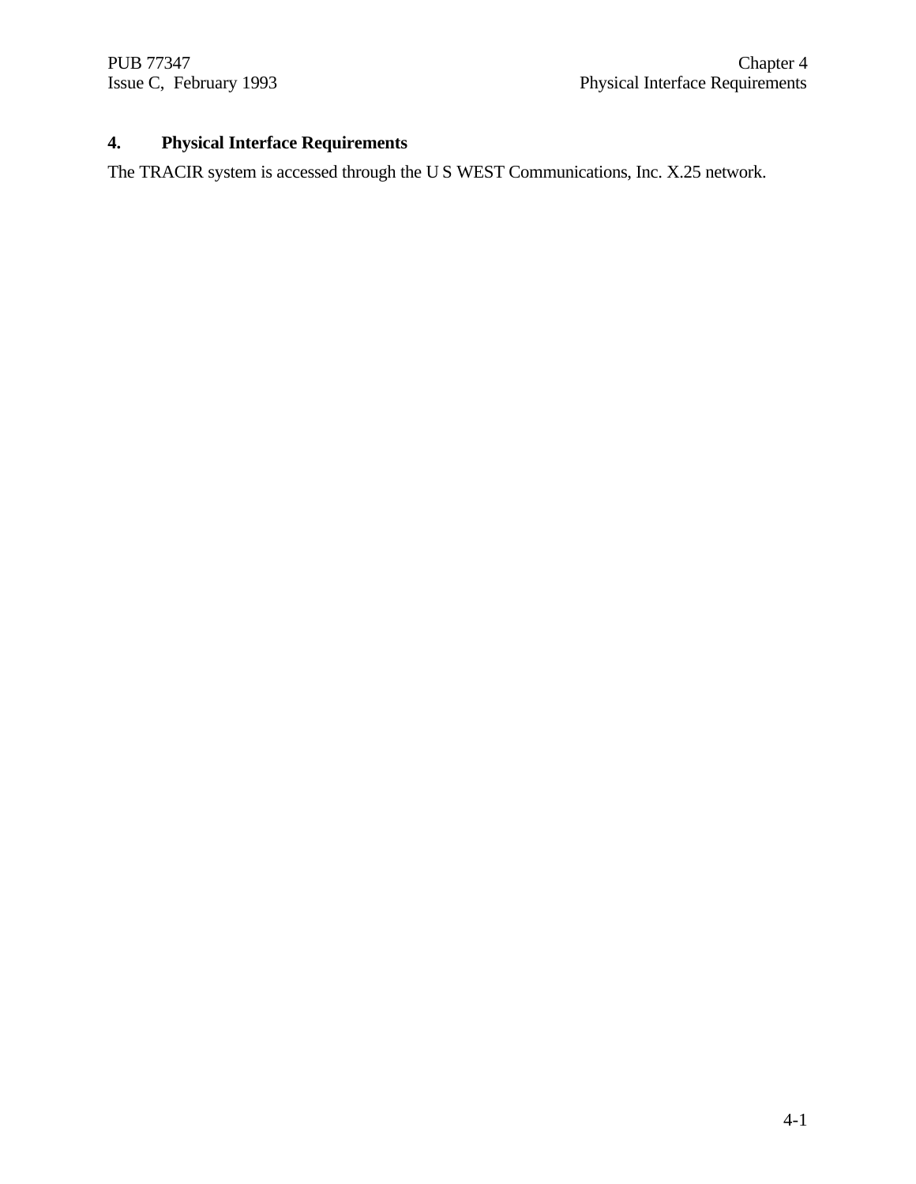# 4. Physical Interface Requirements

The TRACIR system is accessed through the U S WEST Communications, Inc. X.25 network.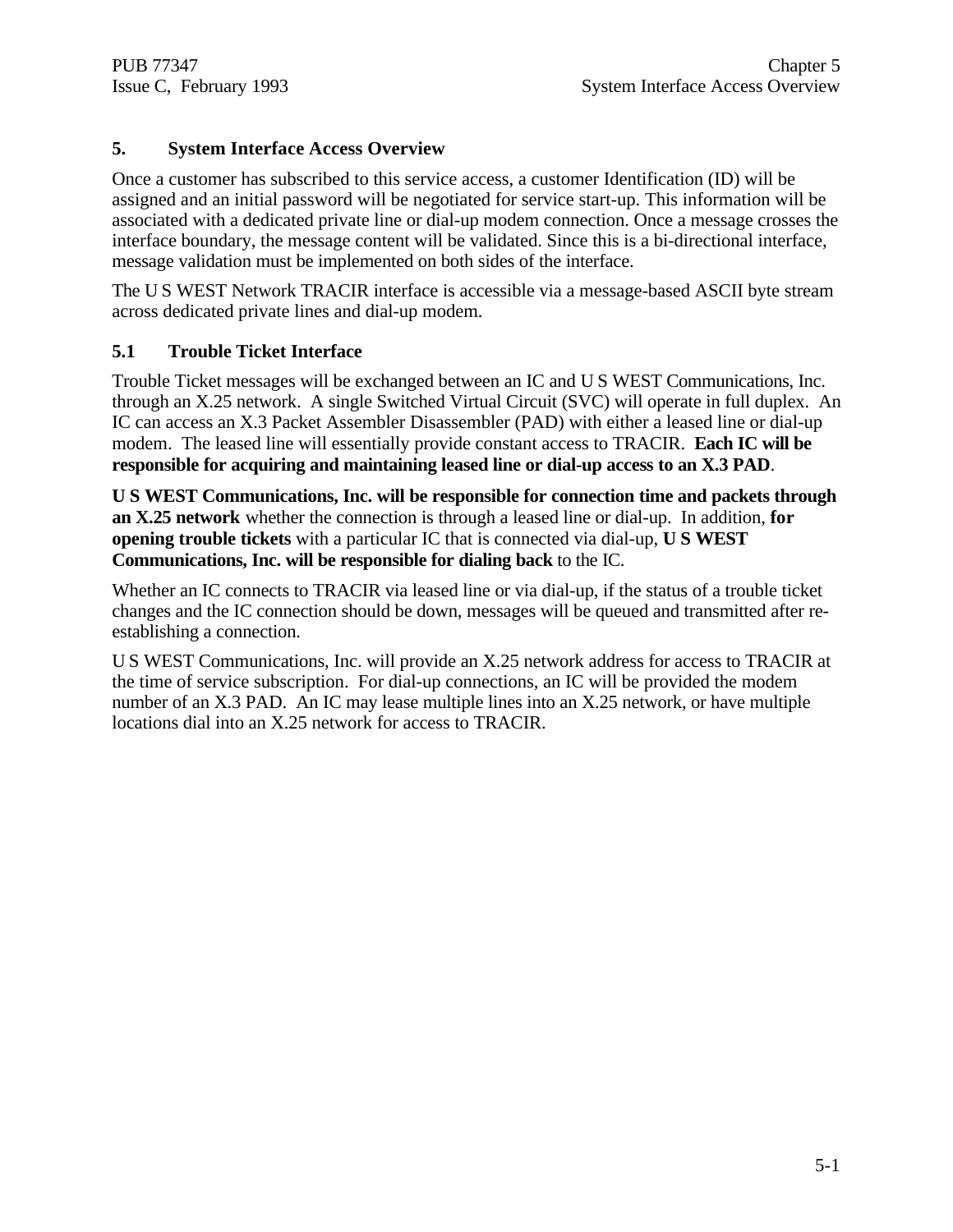# 5. System Interface Access Overview

Once a customer has subscribed to this service access, a customer Identification (ID) will be assigned and an initial password will be negotiated for service start-up. This information will be associated with a dedicated private line or dial-up modem connection. Once a message crosses the interface boundary, the message content will be validated. Since this is a bi-directional interface, message validation must be implemented on both sides of the interface.

The U S WEST Network TRACIR interface is accessible via a message-based ASCII byte stream across dedicated private lines and dial-up modem.

## 5.1 Trouble Ticket Interface

Trouble Ticket messages will be exchanged between an IC and U S WEST Communications, Inc. through an X.25 network. A single Switched Virtual Circuit (SVC) will operate in full duplex. An IC can access an X.3 Packet Assembler Disassembler (PAD) with either a leased line or dial-up modem. The leased line will essentially provide constant access to TRACIR. **Each IC will be responsible for acquiring and maintaining leased line or dial-up access to an X.3 PAD**.

**U S WEST Communications, Inc. will be responsible for connection time and packets through an X.25 network** whether the connection is through a leased line or dial-up. In addition, **for opening trouble tickets** with a particular IC that is connected via dial-up, **U S WEST Communications, Inc. will be responsible for dialing back** to the IC.

Whether an IC connects to TRACIR via leased line or via dial-up, if the status of a trouble ticket changes and the IC connection should be down, messages will be queued and transmitted after re-establishing a connection.

U S WEST Communications, Inc. will provide an X.25 network address for access to TRACIR at the time of service subscription. For dial-up connections, an IC will be provided the modem number of an X.3 PAD. An IC may lease multiple lines into an X.25 network, or have multiple locations dial into an X.25 network for access to TRACIR.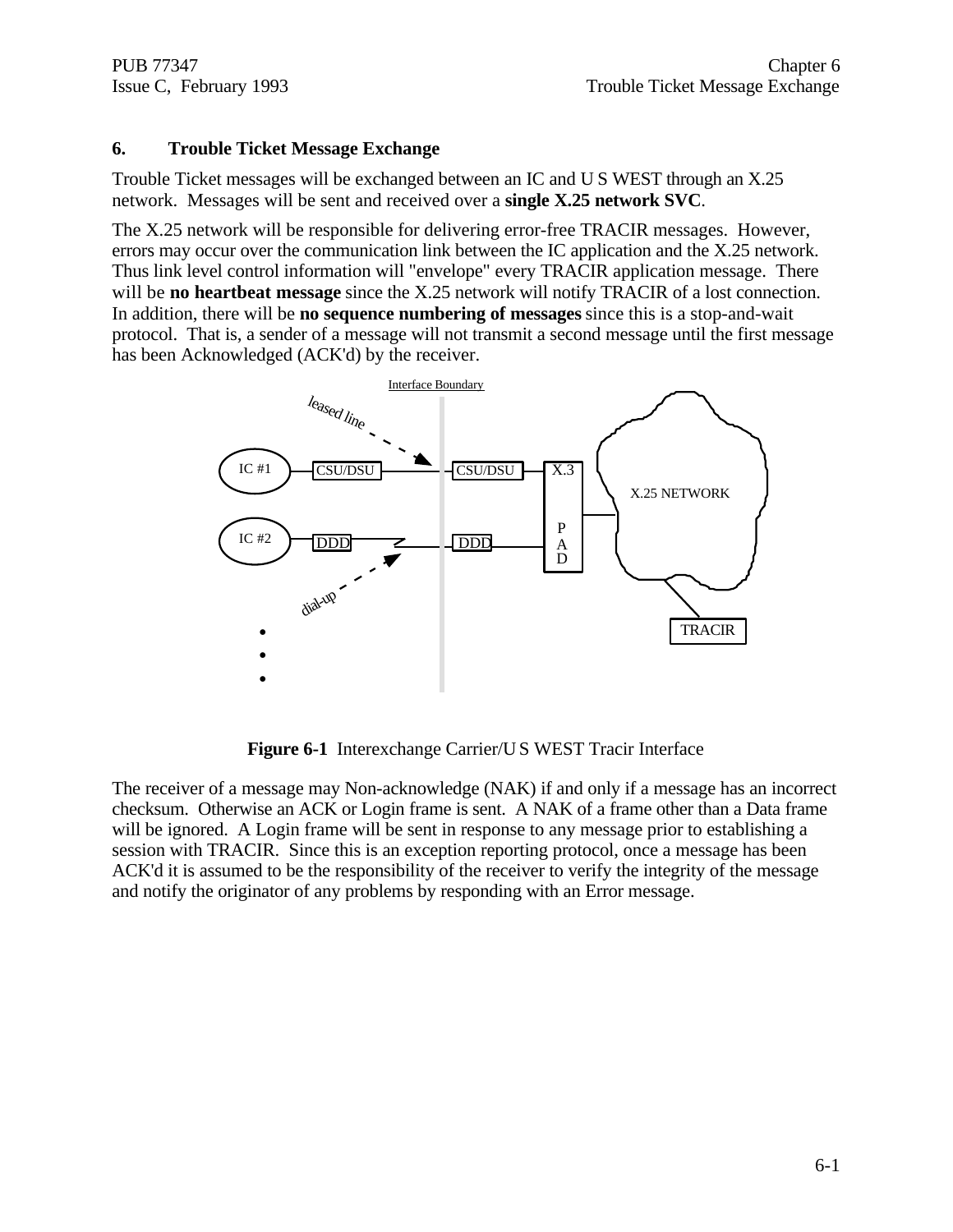## 6. Trouble Ticket Message Exchange

Trouble Ticket messages will be exchanged between an IC and U S WEST through an X.25 network. Messages will be sent and received over a **single X.25 network SVC**.

The X.25 network will be responsible for delivering error-free TRACIR messages. However, errors may occur over the communication link between the IC application and the X.25 network. Thus link level control information will "envelope" every TRACIR application message. There will be **no heartbeat message** since the X.25 network will notify TRACIR of a lost connection. In addition, there will be **no sequence numbering of messages** since this is a stop-and-wait protocol. That is, a sender of a message will not transmit a second message until the first message has been Acknowledged (ACK'd) by the receiver.

**Figure 6-1** Interexchange Carrier/U S WEST Tracir Interface

The receiver of a message may Non-acknowledge (NAK) if and only if a message has an incorrect checksum. Otherwise an ACK or Login frame is sent. A NAK of a frame other than a Data frame will be ignored. A Login frame will be sent in response to any message prior to establishing a session with TRACIR. Since this is an exception reporting protocol, once a message has been ACK'd it is assumed to be the responsibility of the receiver to verify the integrity of the message and notify the originator of any problems by responding with an Error message.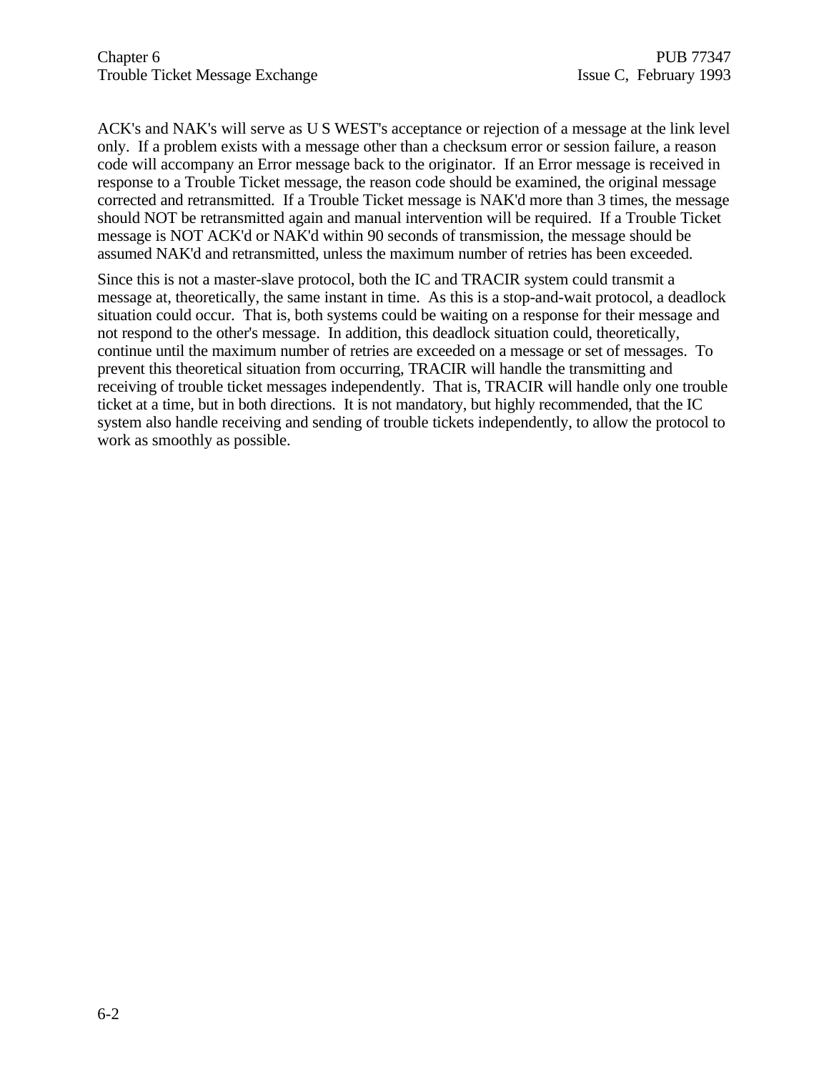ACK's and NAK's will serve as U S WEST's acceptance or rejection of a message at the link level only. If a problem exists with a message other than a checksum error or session failure, a reason code will accompany an Error message back to the originator. If an Error message is received in response to a Trouble Ticket message, the reason code should be examined, the original message corrected and retransmitted. If a Trouble Ticket message is NAK'd more than 3 times, the message should NOT be retransmitted again and manual intervention will be required. If a Trouble Ticket message is NOT ACK'd or NAK'd within 90 seconds of transmission, the message should be assumed NAK'd and retransmitted, unless the maximum number of retries has been exceeded.

Since this is not a master-slave protocol, both the IC and TRACIR system could transmit a message at, theoretically, the same instant in time. As this is a stop-and-wait protocol, a deadlock situation could occur. That is, both systems could be waiting on a response for their message and not respond to the other's message. In addition, this deadlock situation could, theoretically, continue until the maximum number of retries are exceeded on a message or set of messages. To prevent this theoretical situation from occurring, TRACIR will handle the transmitting and receiving of trouble ticket messages independently. That is, TRACIR will handle only one trouble ticket at a time, but in both directions. It is not mandatory, but highly recommended, that the IC system also handle receiving and sending of trouble tickets independently, to allow the protocol to work as smoothly as possible.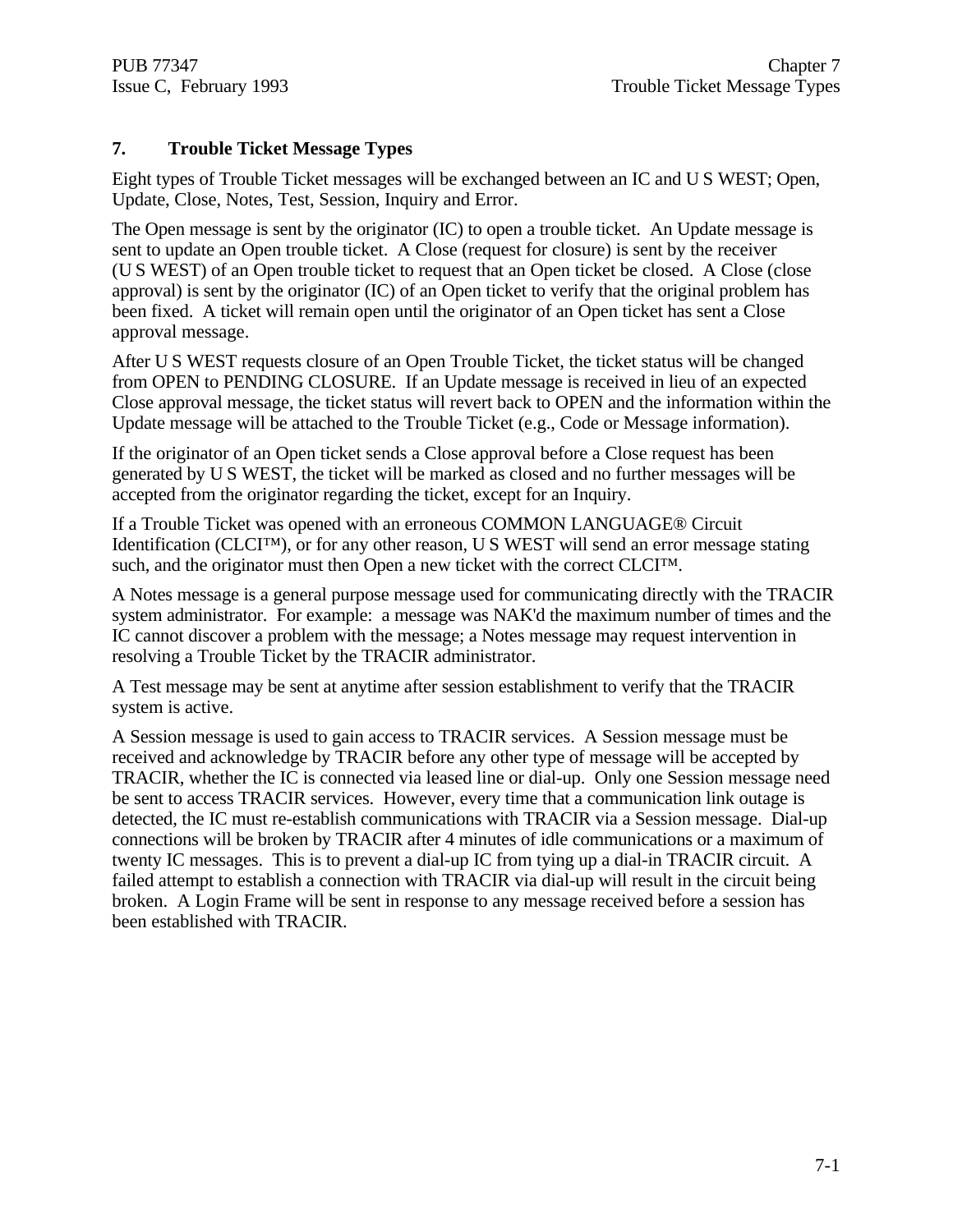# 7. Trouble Ticket Message Types

Eight types of Trouble Ticket messages will be exchanged between an IC and U S WEST; Open, Update, Close, Notes, Test, Session, Inquiry and Error.

The Open message is sent by the originator (IC) to open a trouble ticket. An Update message is sent to update an Open trouble ticket. A Close (request for closure) is sent by the receiver (U S WEST) of an Open trouble ticket to request that an Open ticket be closed. A Close (close approval) is sent by the originator (IC) of an Open ticket to verify that the original problem has been fixed. A ticket will remain open until the originator of an Open ticket has sent a Close approval message.

After U S WEST requests closure of an Open Trouble Ticket, the ticket status will be changed from OPEN to PENDING CLOSURE. If an Update message is received in lieu of an expected Close approval message, the ticket status will revert back to OPEN and the information within the Update message will be attached to the Trouble Ticket (e.g., Code or Message information).

If the originator of an Open ticket sends a Close approval before a Close request has been generated by U S WEST, the ticket will be marked as closed and no further messages will be accepted from the originator regarding the ticket, except for an Inquiry.

If a Trouble Ticket was opened with an erroneous COMMON LANGUAGE® Circuit Identification (CLCI™), or for any other reason, U S WEST will send an error message stating such, and the originator must then Open a new ticket with the correct CLCI™.

A Notes message is a general purpose message used for communicating directly with the TRACIR system administrator. For example: a message was NAK'd the maximum number of times and the IC cannot discover a problem with the message; a Notes message may request intervention in resolving a Trouble Ticket by the TRACIR administrator.

A Test message may be sent at anytime after session establishment to verify that the TRACIR system is active.

A Session message is used to gain access to TRACIR services. A Session message must be received and acknowledge by TRACIR before any other type of message will be accepted by TRACIR, whether the IC is connected via leased line or dial-up. Only one Session message need be sent to access TRACIR services. However, every time that a communication link outage is detected, the IC must re-establish communications with TRACIR via a Session message. Dial-up connections will be broken by TRACIR after 4 minutes of idle communications or a maximum of twenty IC messages. This is to prevent a dial-up IC from tying up a dial-in TRACIR circuit. A failed attempt to establish a connection with TRACIR via dial-up will result in the circuit being broken. A Login Frame will be sent in response to any message received before a session has been established with TRACIR.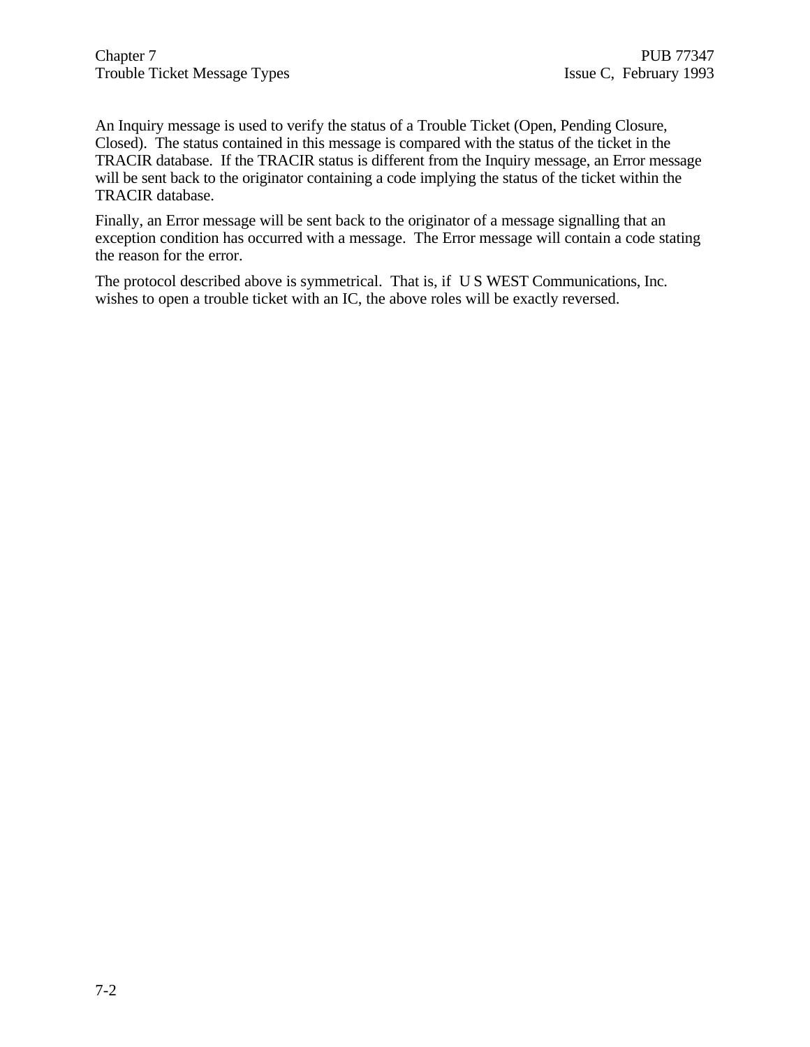An Inquiry message is used to verify the status of a Trouble Ticket (Open, Pending Closure, Closed). The status contained in this message is compared with the status of the ticket in the TRACIR database. If the TRACIR status is different from the Inquiry message, an Error message will be sent back to the originator containing a code implying the status of the ticket within the TRACIR database.

Finally, an Error message will be sent back to the originator of a message signalling that an exception condition has occurred with a message. The Error message will contain a code stating the reason for the error.

The protocol described above is symmetrical. That is, if U S WEST Communications, Inc. wishes to open a trouble ticket with an IC, the above roles will be exactly reversed.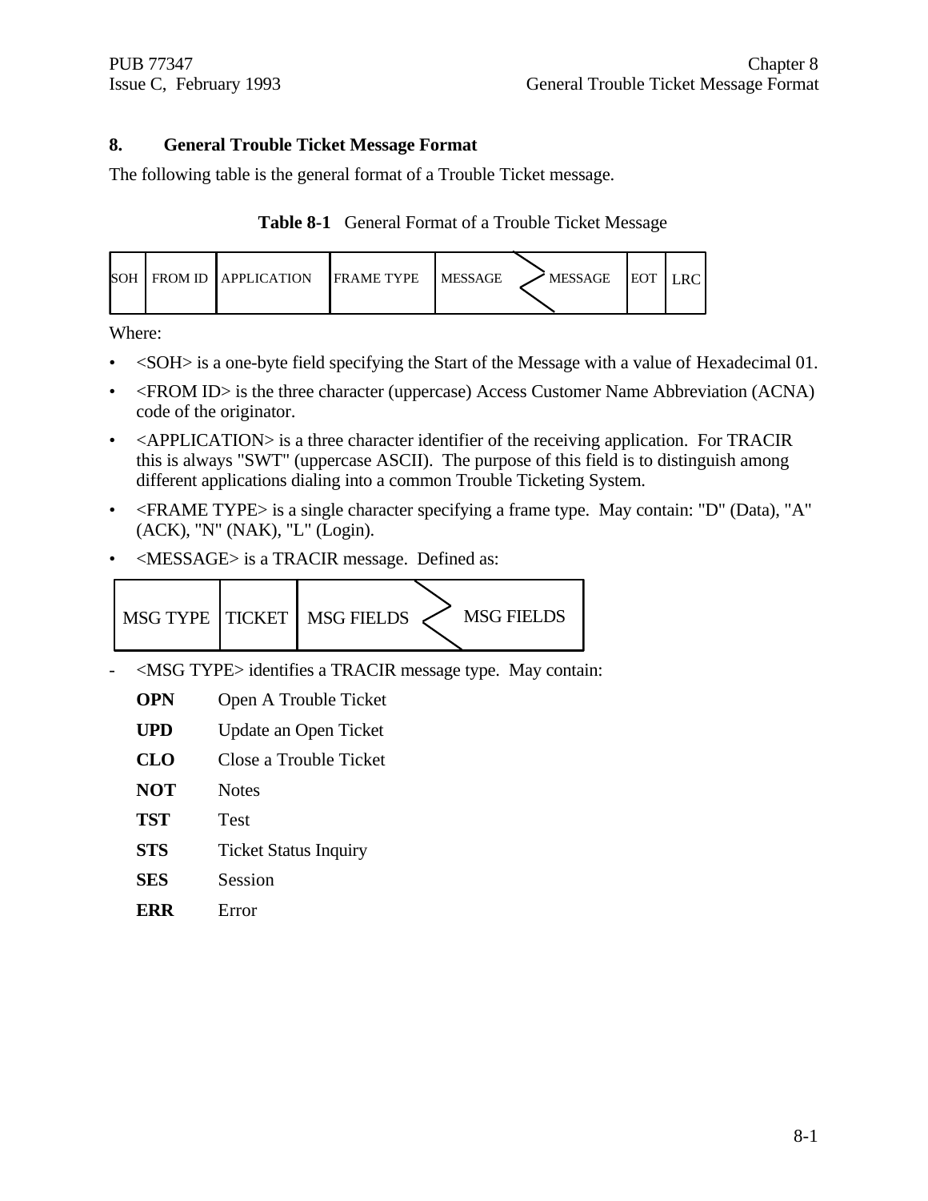## 8. General Trouble Ticket Message Format

The following table is the general format of a Trouble Ticket message.

**Table 8-1** General Format of a Trouble Ticket Message

| SOH | FROM ID | APPLICATION | FRAME TYPE | MESSAGE | MESSAGE | EOT | LRC |
|---|---|---|---|---|---|---|---|

Where:

- <SOH> is a one-byte field specifying the Start of the Message with a value of Hexadecimal 01.
- <FROM ID> is the three character (uppercase) Access Customer Name Abbreviation (ACNA) code of the originator.
- <APPLICATION> is a three character identifier of the receiving application. For TRACIR this is always "SWT" (uppercase ASCII). The purpose of this field is to distinguish among different applications dialing into a common Trouble Ticketing System.
- <FRAME TYPE> is a single character specifying a frame type. May contain: "D" (Data), "A" (ACK), "N" (NAK), "L" (Login).
- <MESSAGE> is a TRACIR message. Defined as:

| MSG TYPE | TICKET | MSG FIELDS | MSG FIELDS |
|---|---|---|---|

- <MSG TYPE> identifies a TRACIR message type. May contain:

  **OPN** Open A Trouble Ticket

  **UPD** Update an Open Ticket

  **CLO** Close a Trouble Ticket

  **NOT** Notes

  **TST** Test

  **STS** Ticket Status Inquiry

  **SES** Session

  **ERR** Error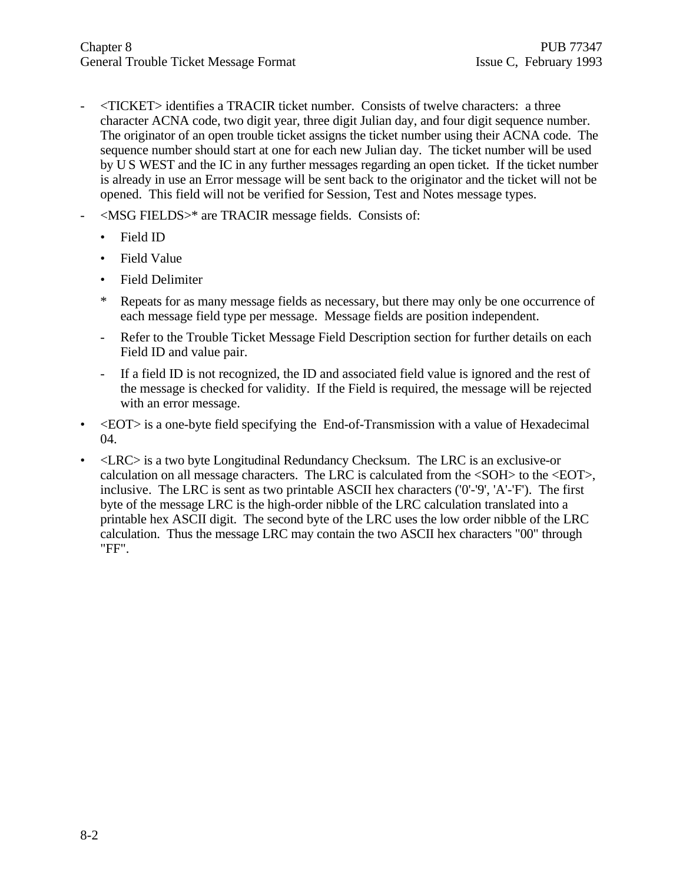- <TICKET> identifies a TRACIR ticket number. Consists of twelve characters: a three character ACNA code, two digit year, three digit Julian day, and four digit sequence number. The originator of an open trouble ticket assigns the ticket number using their ACNA code. The sequence number should start at one for each new Julian day. The ticket number will be used by U S WEST and the IC in any further messages regarding an open ticket. If the ticket number is already in use an Error message will be sent back to the originator and the ticket will not be opened. This field will not be verified for Session, Test and Notes message types.
- <MSG FIELDS>* are TRACIR message fields. Consists of:
  - Field ID
  - Field Value
  - Field Delimiter

  \* Repeats for as many message fields as necessary, but there may only be one occurrence of each message field type per message. Message fields are position independent.

  - Refer to the Trouble Ticket Message Field Description section for further details on each Field ID and value pair.
  - If a field ID is not recognized, the ID and associated field value is ignored and the rest of the message is checked for validity. If the Field is required, the message will be rejected with an error message.
- <EOT> is a one-byte field specifying the End-of-Transmission with a value of Hexadecimal 04.
- <LRC> is a two byte Longitudinal Redundancy Checksum. The LRC is an exclusive-or calculation on all message characters. The LRC is calculated from the <SOH> to the <EOT>, inclusive. The LRC is sent as two printable ASCII hex characters ('0'-'9', 'A'-'F'). The first byte of the message LRC is the high-order nibble of the LRC calculation translated into a printable hex ASCII digit. The second byte of the LRC uses the low order nibble of the LRC calculation. Thus the message LRC may contain the two ASCII hex characters "00" through "FF".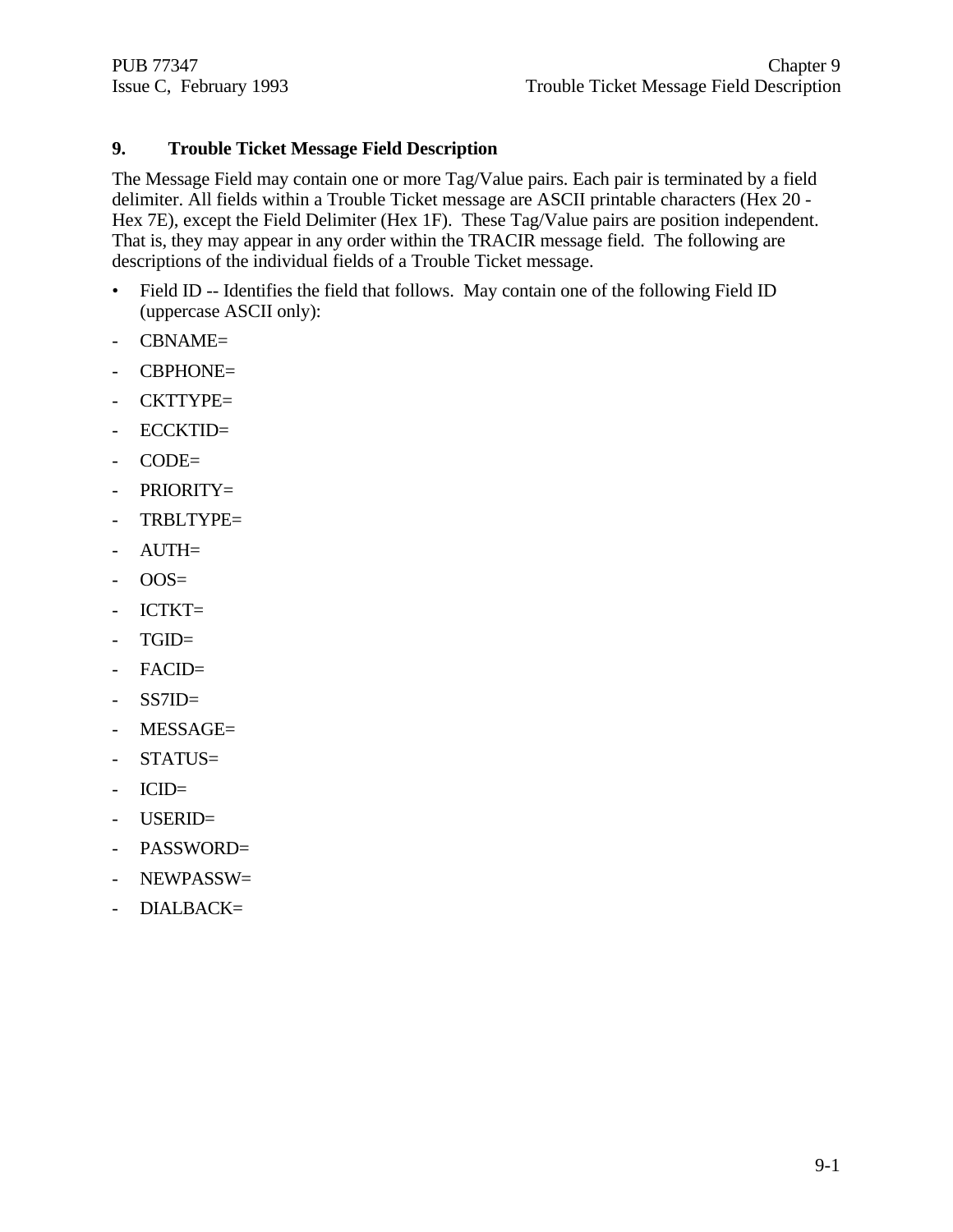# 9. Trouble Ticket Message Field Description

The Message Field may contain one or more Tag/Value pairs. Each pair is terminated by a field delimiter. All fields within a Trouble Ticket message are ASCII printable characters (Hex 20 - Hex 7E), except the Field Delimiter (Hex 1F). These Tag/Value pairs are position independent. That is, they may appear in any order within the TRACIR message field. The following are descriptions of the individual fields of a Trouble Ticket message.

- Field ID -- Identifies the field that follows. May contain one of the following Field ID (uppercase ASCII only):

- CBNAME=
- CBPHONE=
- CKTTYPE=
- ECCKTID=
- CODE=
- PRIORITY=
- TRBLTYPE=
- AUTH=
- OOS=
- ICTKT=
- TGID=
- FACID=
- SS7ID=
- MESSAGE=
- STATUS=
- ICID=
- USERID=
- PASSWORD=
- NEWPASSW=
- DIALBACK=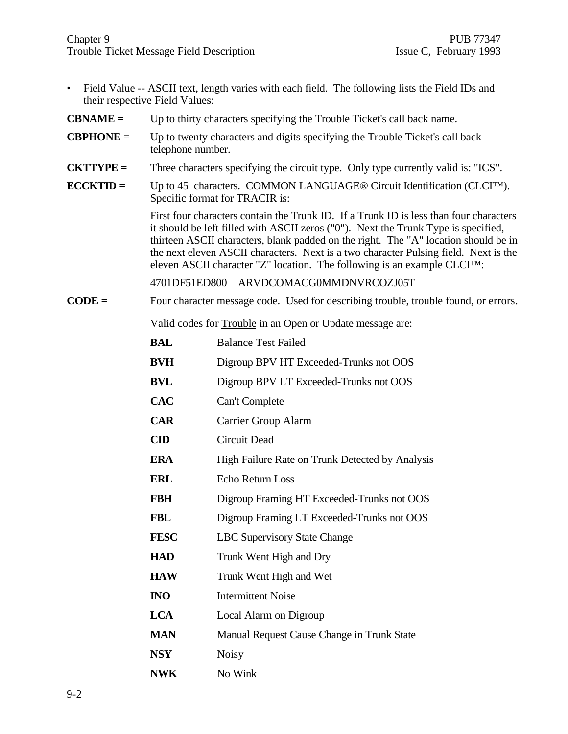- Field Value -- ASCII text, length varies with each field. The following lists the Field IDs and their respective Field Values:

**CBNAME =** Up to thirty characters specifying the Trouble Ticket's call back name.

**CBPHONE =** Up to twenty characters and digits specifying the Trouble Ticket's call back telephone number.

**CKTTYPE =** Three characters specifying the circuit type. Only type currently valid is: "ICS".

**ECCKTID =** Up to 45 characters. COMMON LANGUAGE® Circuit Identification (CLCI™). Specific format for TRACIR is:

First four characters contain the Trunk ID. If a Trunk ID is less than four characters it should be left filled with ASCII zeros ("0"). Next the Trunk Type is specified, thirteen ASCII characters, blank padded on the right. The "A" location should be in the next eleven ASCII characters. Next is a two character Pulsing field. Next is the eleven ASCII character "Z" location. The following is an example CLCI™:

4701DF51ED800 ARVDCOMACG0MMDNVRCOZJ05T

**CODE =** Four character message code. Used for describing trouble, trouble found, or errors.

Valid codes for Trouble in an Open or Update message are:

| Code | Description |
|---|---|
| **BAL** | Balance Test Failed |
| **BVH** | Digroup BPV HT Exceeded-Trunks not OOS |
| **BVL** | Digroup BPV LT Exceeded-Trunks not OOS |
| **CAC** | Can't Complete |
| **CAR** | Carrier Group Alarm |
| **CID** | Circuit Dead |
| **ERA** | High Failure Rate on Trunk Detected by Analysis |
| **ERL** | Echo Return Loss |
| **FBH** | Digroup Framing HT Exceeded-Trunks not OOS |
| **FBL** | Digroup Framing LT Exceeded-Trunks not OOS |
| **FESC** | LBC Supervisory State Change |
| **HAD** | Trunk Went High and Dry |
| **HAW** | Trunk Went High and Wet |
| **INO** | Intermittent Noise |
| **LCA** | Local Alarm on Digroup |
| **MAN** | Manual Request Cause Change in Trunk State |
| **NSY** | Noisy |
| **NWK** | No Wink |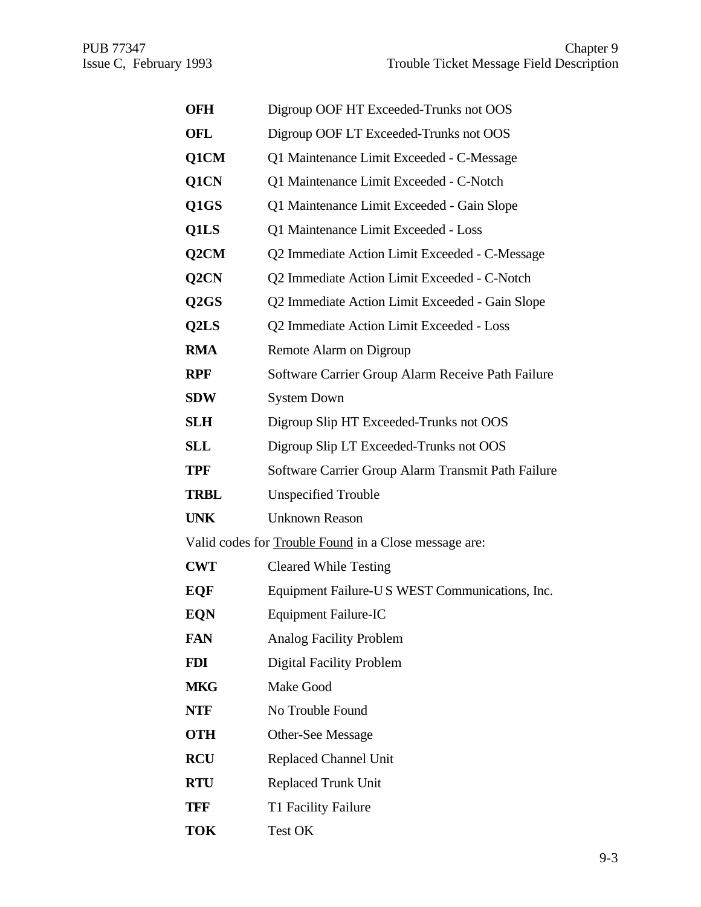| | |
|---|---|
| **OFH** | Digroup OOF HT Exceeded-Trunks not OOS |
| **OFL** | Digroup OOF LT Exceeded-Trunks not OOS |
| **Q1CM** | Q1 Maintenance Limit Exceeded - C-Message |
| **Q1CN** | Q1 Maintenance Limit Exceeded - C-Notch |
| **Q1GS** | Q1 Maintenance Limit Exceeded - Gain Slope |
| **Q1LS** | Q1 Maintenance Limit Exceeded - Loss |
| **Q2CM** | Q2 Immediate Action Limit Exceeded - C-Message |
| **Q2CN** | Q2 Immediate Action Limit Exceeded - C-Notch |
| **Q2GS** | Q2 Immediate Action Limit Exceeded - Gain Slope |
| **Q2LS** | Q2 Immediate Action Limit Exceeded - Loss |
| **RMA** | Remote Alarm on Digroup |
| **RPF** | Software Carrier Group Alarm Receive Path Failure |
| **SDW** | System Down |
| **SLH** | Digroup Slip HT Exceeded-Trunks not OOS |
| **SLL** | Digroup Slip LT Exceeded-Trunks not OOS |
| **TPF** | Software Carrier Group Alarm Transmit Path Failure |
| **TRBL** | Unspecified Trouble |
| **UNK** | Unknown Reason |

Valid codes for <u>Trouble Found</u> in a Close message are:

| | |
|---|---|
| **CWT** | Cleared While Testing |
| **EQF** | Equipment Failure-U S WEST Communications, Inc. |
| **EQN** | Equipment Failure-IC |
| **FAN** | Analog Facility Problem |
| **FDI** | Digital Facility Problem |
| **MKG** | Make Good |
| **NTF** | No Trouble Found |
| **OTH** | Other-See Message |
| **RCU** | Replaced Channel Unit |
| **RTU** | Replaced Trunk Unit |
| **TFF** | T1 Facility Failure |
| **TOK** | Test OK |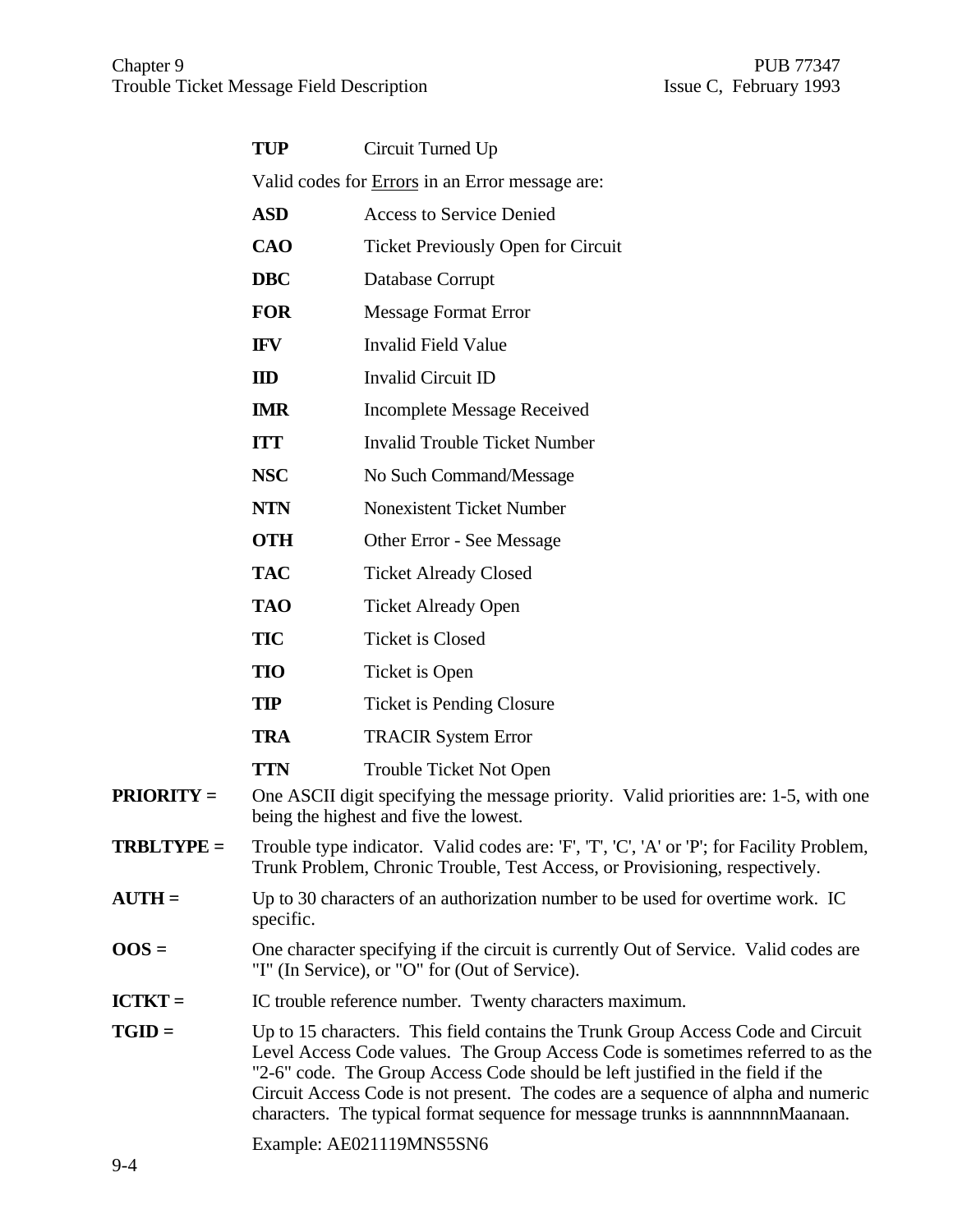**TUP** Circuit Turned Up

Valid codes for Errors in an Error message are:

| | |
|---|---|
| **ASD** | Access to Service Denied |
| **CAO** | Ticket Previously Open for Circuit |
| **DBC** | Database Corrupt |
| **FOR** | Message Format Error |
| **IFV** | Invalid Field Value |
| **IID** | Invalid Circuit ID |
| **IMR** | Incomplete Message Received |
| **ITT** | Invalid Trouble Ticket Number |
| **NSC** | No Such Command/Message |
| **NTN** | Nonexistent Ticket Number |
| **OTH** | Other Error - See Message |
| **TAC** | Ticket Already Closed |
| **TAO** | Ticket Already Open |
| **TIC** | Ticket is Closed |
| **TIO** | Ticket is Open |
| **TIP** | Ticket is Pending Closure |
| **TRA** | TRACIR System Error |
| **TTN** | Trouble Ticket Not Open |

**PRIORITY =** One ASCII digit specifying the message priority. Valid priorities are: 1-5, with one being the highest and five the lowest.

**TRBLTYPE =** Trouble type indicator. Valid codes are: 'F', 'T', 'C', 'A' or 'P'; for Facility Problem, Trunk Problem, Chronic Trouble, Test Access, or Provisioning, respectively.

**AUTH =** Up to 30 characters of an authorization number to be used for overtime work. IC specific.

**OOS =** One character specifying if the circuit is currently Out of Service. Valid codes are "I" (In Service), or "O" for (Out of Service).

**ICTKT =** IC trouble reference number. Twenty characters maximum.

**TGID =** Up to 15 characters. This field contains the Trunk Group Access Code and Circuit Level Access Code values. The Group Access Code is sometimes referred to as the "2-6" code. The Group Access Code should be left justified in the field if the Circuit Access Code is not present. The codes are a sequence of alpha and numeric characters. The typical format sequence for message trunks is aannnnnnMaanaan.

Example: AE021119MNS5SN6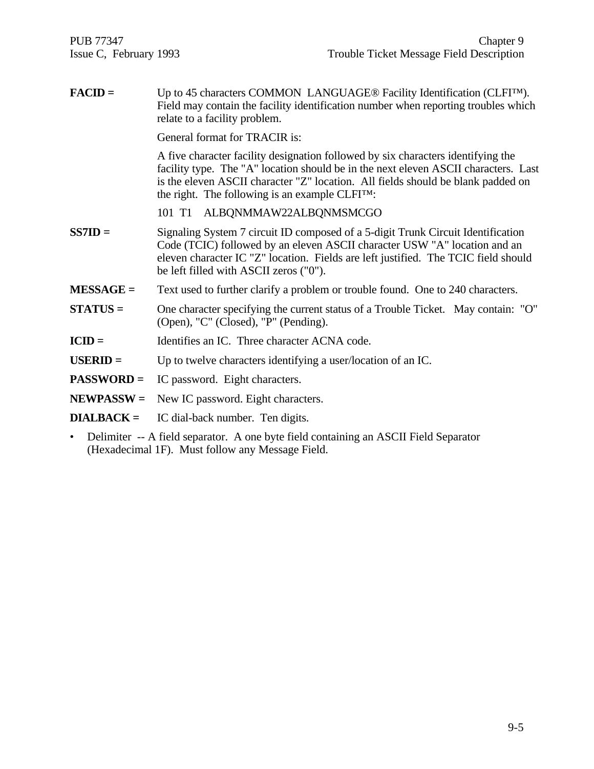**FACID =** Up to 45 characters COMMON LANGUAGE® Facility Identification (CLFI™). Field may contain the facility identification number when reporting troubles which relate to a facility problem.

General format for TRACIR is:

A five character facility designation followed by six characters identifying the facility type. The "A" location should be in the next eleven ASCII characters. Last is the eleven ASCII character "Z" location. All fields should be blank padded on the right. The following is an example CLFI™:

101 T1 ALBQNMMAW22ALBQNMSMCGO

**SS7ID =** Signaling System 7 circuit ID composed of a 5-digit Trunk Circuit Identification Code (TCIC) followed by an eleven ASCII character USW "A" location and an eleven character IC "Z" location. Fields are left justified. The TCIC field should be left filled with ASCII zeros ("0").

**MESSAGE =** Text used to further clarify a problem or trouble found. One to 240 characters.

**STATUS =** One character specifying the current status of a Trouble Ticket. May contain: "O" (Open), "C" (Closed), "P" (Pending).

**ICID =** Identifies an IC. Three character ACNA code.

**USERID =** Up to twelve characters identifying a user/location of an IC.

**PASSWORD =** IC password. Eight characters.

**NEWPASSW =** New IC password. Eight characters.

**DIALBACK =** IC dial-back number. Ten digits.

- Delimiter -- A field separator. A one byte field containing an ASCII Field Separator (Hexadecimal 1F). Must follow any Message Field.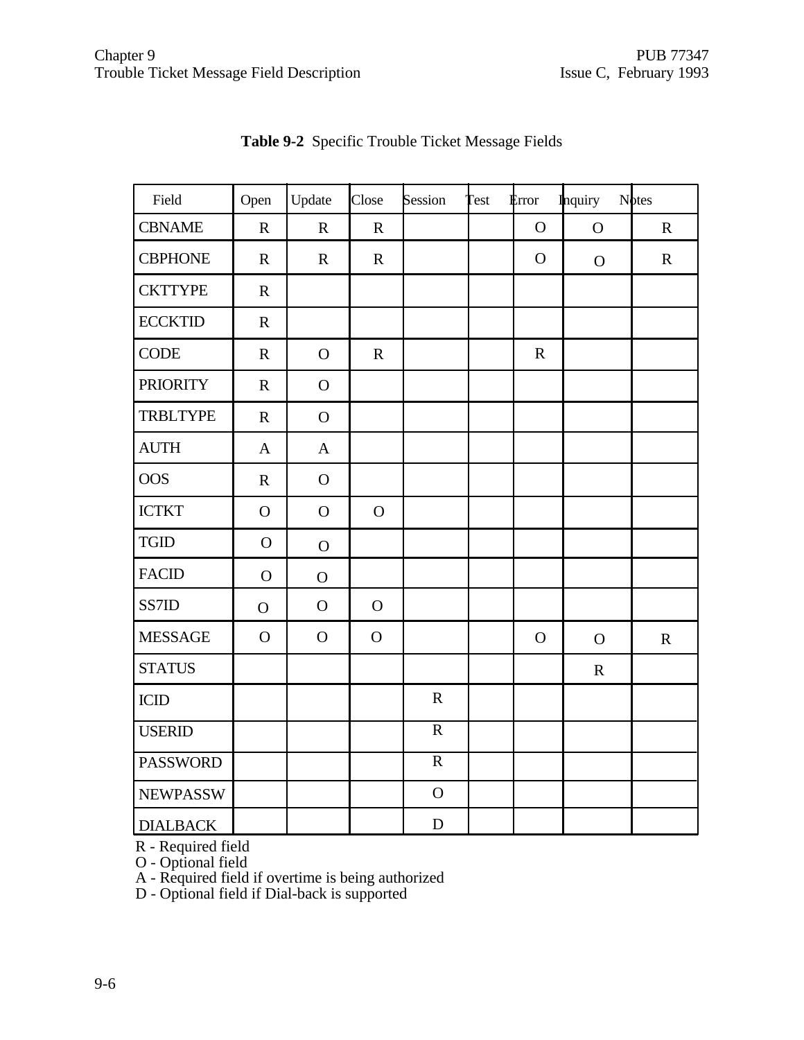**Table 9-2** Specific Trouble Ticket Message Fields

| Field | Open | Update | Close | Session | Test | Error | Inquiry | Notes |
|---|---|---|---|---|---|---|---|---|
| CBNAME | R | R | R | | | O | O | R |
| CBPHONE | R | R | R | | | O | O | R |
| CKTTYPE | R | | | | | | | |
| ECCKTID | R | | | | | | | |
| CODE | R | O | R | | | R | | |
| PRIORITY | R | O | | | | | | |
| TRBLTYPE | R | O | | | | | | |
| AUTH | A | A | | | | | | |
| OOS | R | O | | | | | | |
| ICTKT | O | O | O | | | | | |
| TGID | O | O | | | | | | |
| FACID | O | O | | | | | | |
| SS7ID | O | O | O | | | | | |
| MESSAGE | O | O | O | | | O | O | R |
| STATUS | | | | | | | R | |
| ICID | | | | R | | | | |
| USERID | | | | R | | | | |
| PASSWORD | | | | R | | | | |
| NEWPASSW | | | | O | | | | |
| DIALBACK | | | | D | | | | |

R - Required field
O - Optional field
A - Required field if overtime is being authorized
D - Optional field if Dial-back is supported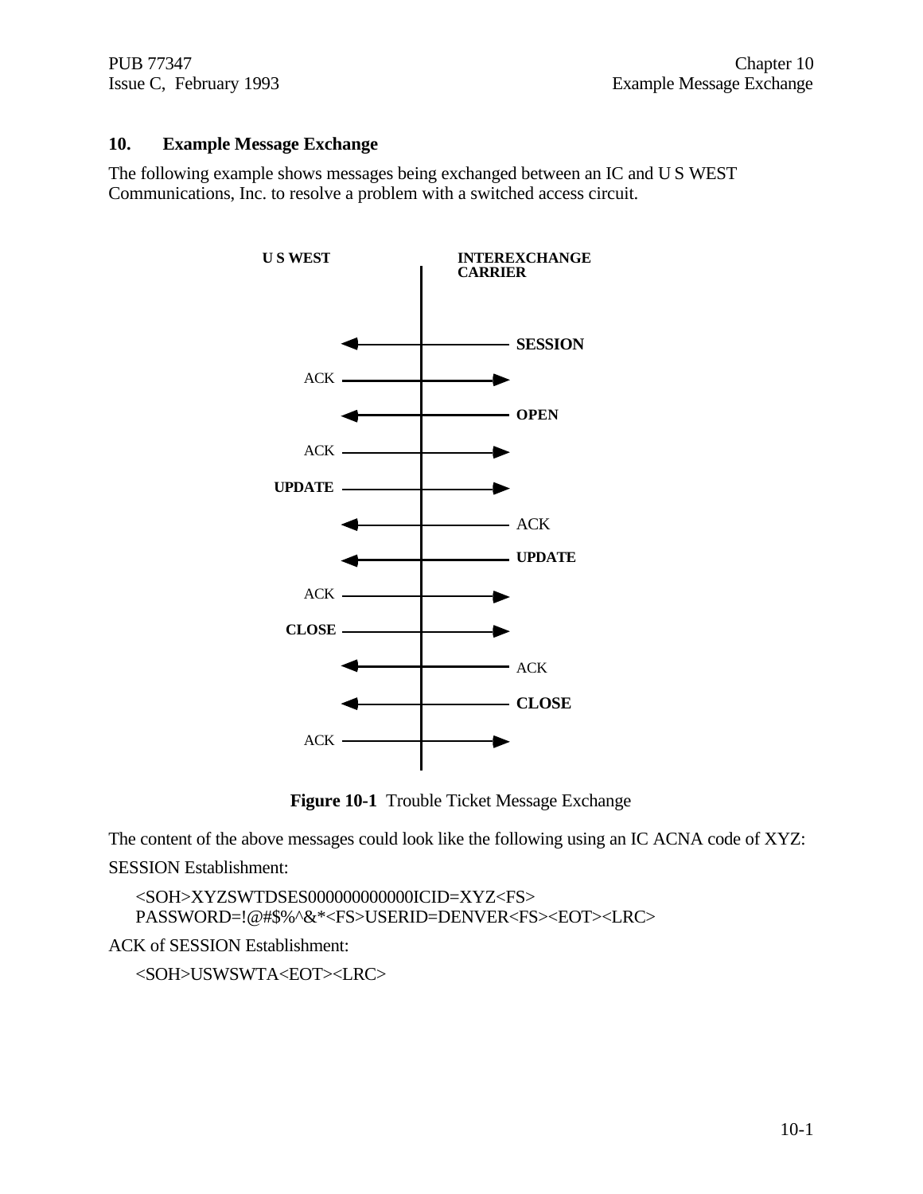## 10. Example Message Exchange

The following example shows messages being exchanged between an IC and U S WEST Communications, Inc. to resolve a problem with a switched access circuit.

| U S WEST | Direction | INTEREXCHANGE CARRIER |
|---|---|---|
| | ← | **SESSION** |
| ACK | → | |
| | ← | **OPEN** |
| ACK | → | |
| **UPDATE** | → | |
| | ← | ACK |
| | ← | **UPDATE** |
| ACK | → | |
| **CLOSE** | → | |
| | ← | ACK |
| | ← | **CLOSE** |
| ACK | → | |

**Figure 10-1** Trouble Ticket Message Exchange

The content of the above messages could look like the following using an IC ACNA code of XYZ:

SESSION Establishment:

<SOH>XYZSWTDSES000000000000ICID=XYZ<FS>
PASSWORD=!@#$%^&*<FS>USERID=DENVER<FS><EOT><LRC>

ACK of SESSION Establishment:

<SOH>USWSWTA<EOT><LRC>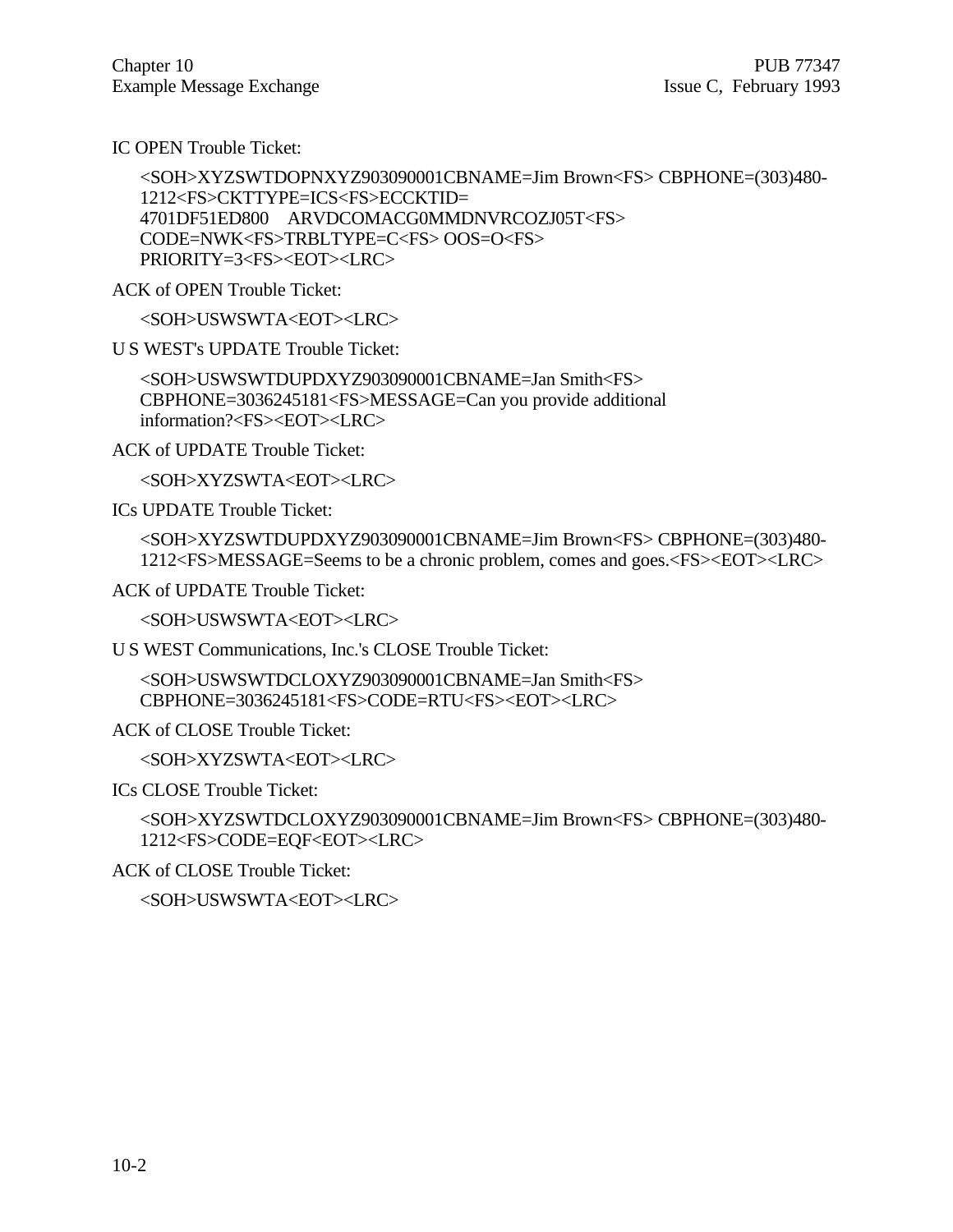IC OPEN Trouble Ticket:

```
<SOH>XYZSWTDOPNXYZ903090001CBNAME=Jim Brown<FS> CBPHONE=(303)480-
1212<FS>CKTTYPE=ICS<FS>ECCKTID=
4701DF51ED800    ARVDCOMACG0MMDNVRCOZJ05T<FS>
CODE=NWK<FS>TRBLTYPE=C<FS> OOS=O<FS>
PRIORITY=3<FS><EOT><LRC>
```

ACK of OPEN Trouble Ticket:

```
<SOH>USWSWTA<EOT><LRC>
```

U S WEST's UPDATE Trouble Ticket:

```
<SOH>USWSWTDUPDXYZ903090001CBNAME=Jan Smith<FS>
CBPHONE=3036245181<FS>MESSAGE=Can you provide additional
information?<FS><EOT><LRC>
```

ACK of UPDATE Trouble Ticket:

```
<SOH>XYZSWTA<EOT><LRC>
```

ICs UPDATE Trouble Ticket:

```
<SOH>XYZSWTDUPDXYZ903090001CBNAME=Jim Brown<FS> CBPHONE=(303)480-
1212<FS>MESSAGE=Seems to be a chronic problem, comes and goes.<FS><EOT><LRC>
```

ACK of UPDATE Trouble Ticket:

```
<SOH>USWSWTA<EOT><LRC>
```

U S WEST Communications, Inc.'s CLOSE Trouble Ticket:

```
<SOH>USWSWTDCLOXYZ903090001CBNAME=Jan Smith<FS>
CBPHONE=3036245181<FS>CODE=RTU<FS><EOT><LRC>
```

ACK of CLOSE Trouble Ticket:

```
<SOH>XYZSWTA<EOT><LRC>
```

ICs CLOSE Trouble Ticket:

```
<SOH>XYZSWTDCLOXYZ903090001CBNAME=Jim Brown<FS> CBPHONE=(303)480-
1212<FS>CODE=EQF<EOT><LRC>
```

ACK of CLOSE Trouble Ticket:

```
<SOH>USWSWTA<EOT><LRC>
```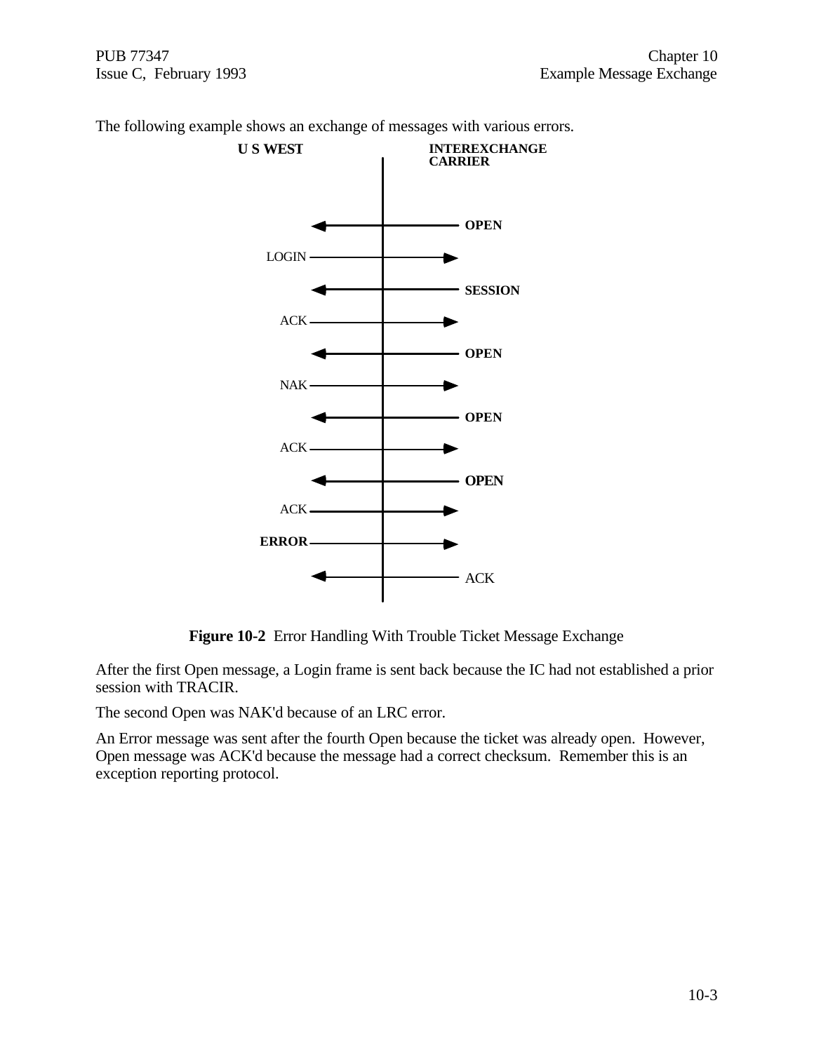The following example shows an exchange of messages with various errors.

| U S WEST | Direction | INTEREXCHANGE CARRIER |
|---|---|---|
| | ← | **OPEN** |
| LOGIN | → | |
| | ← | **SESSION** |
| ACK | → | |
| | ← | **OPEN** |
| NAK | → | |
| | ← | **OPEN** |
| ACK | → | |
| | ← | **OPEN** |
| ACK | → | |
| **ERROR** | → | |
| | ← | ACK |

**Figure 10-2** Error Handling With Trouble Ticket Message Exchange

After the first Open message, a Login frame is sent back because the IC had not established a prior session with TRACIR.

The second Open was NAK'd because of an LRC error.

An Error message was sent after the fourth Open because the ticket was already open. However, Open message was ACK'd because the message had a correct checksum. Remember this is an exception reporting protocol.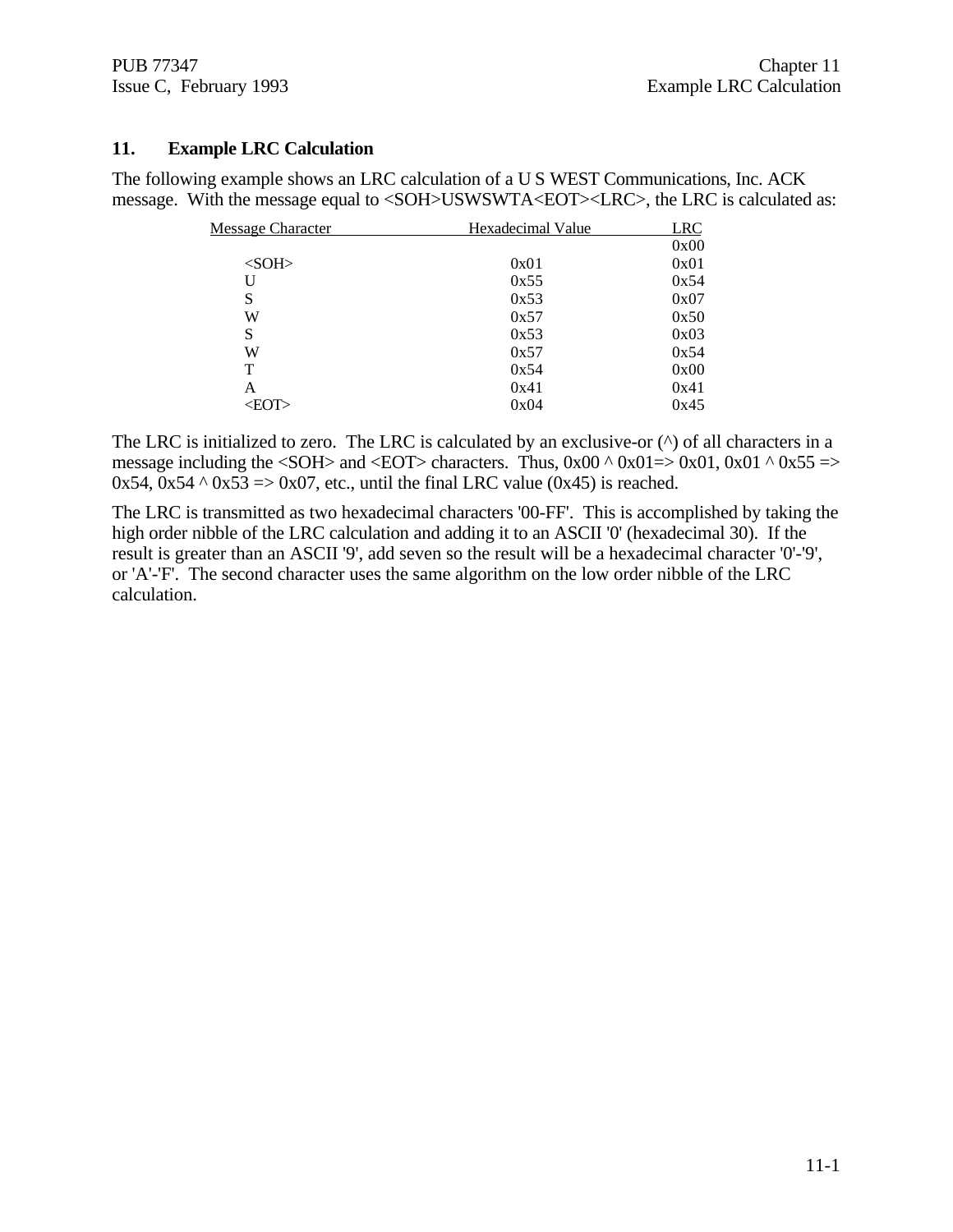## 11. Example LRC Calculation

The following example shows an LRC calculation of a U S WEST Communications, Inc. ACK message. With the message equal to <SOH>USWSWTA<EOT><LRC>, the LRC is calculated as:

| Message Character | Hexadecimal Value | LRC |
|---|---|---|
| | | 0x00 |
| <SOH> | 0x01 | 0x01 |
| U | 0x55 | 0x54 |
| S | 0x53 | 0x07 |
| W | 0x57 | 0x50 |
| S | 0x53 | 0x03 |
| W | 0x57 | 0x54 |
| T | 0x54 | 0x00 |
| A | 0x41 | 0x41 |
| <EOT> | 0x04 | 0x45 |

The LRC is initialized to zero. The LRC is calculated by an exclusive-or (^) of all characters in a message including the <SOH> and <EOT> characters. Thus, 0x00 ^ 0x01=> 0x01, 0x01 ^ 0x55 => 0x54, 0x54 ^ 0x53 => 0x07, etc., until the final LRC value (0x45) is reached.

The LRC is transmitted as two hexadecimal characters '00-FF'. This is accomplished by taking the high order nibble of the LRC calculation and adding it to an ASCII '0' (hexadecimal 30). If the result is greater than an ASCII '9', add seven so the result will be a hexadecimal character '0'-'9', or 'A'-'F'. The second character uses the same algorithm on the low order nibble of the LRC calculation.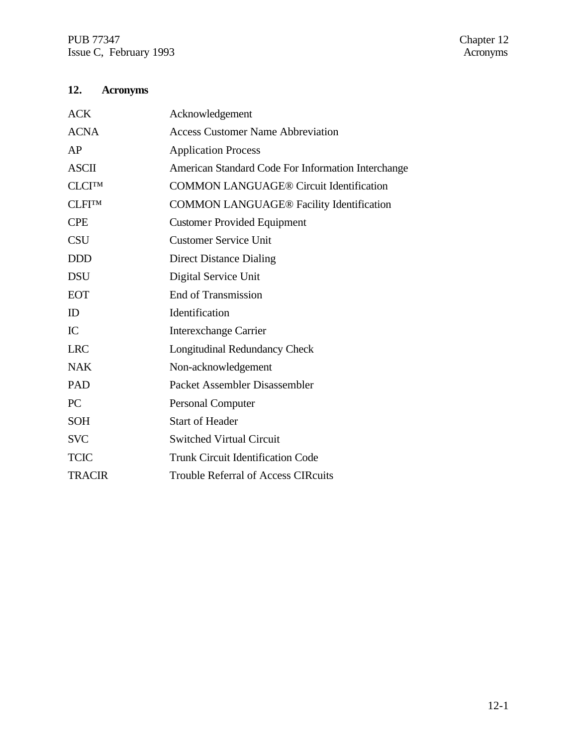## 12. Acronyms

| | |
|---|---|
| ACK | Acknowledgement |
| ACNA | Access Customer Name Abbreviation |
| AP | Application Process |
| ASCII | American Standard Code For Information Interchange |
| CLCI™ | COMMON LANGUAGE® Circuit Identification |
| CLFI™ | COMMON LANGUAGE® Facility Identification |
| CPE | Customer Provided Equipment |
| CSU | Customer Service Unit |
| DDD | Direct Distance Dialing |
| DSU | Digital Service Unit |
| EOT | End of Transmission |
| ID | Identification |
| IC | Interexchange Carrier |
| LRC | Longitudinal Redundancy Check |
| NAK | Non-acknowledgement |
| PAD | Packet Assembler Disassembler |
| PC | Personal Computer |
| SOH | Start of Header |
| SVC | Switched Virtual Circuit |
| TCIC | Trunk Circuit Identification Code |
| TRACIR | Trouble Referral of Access CIRcuits |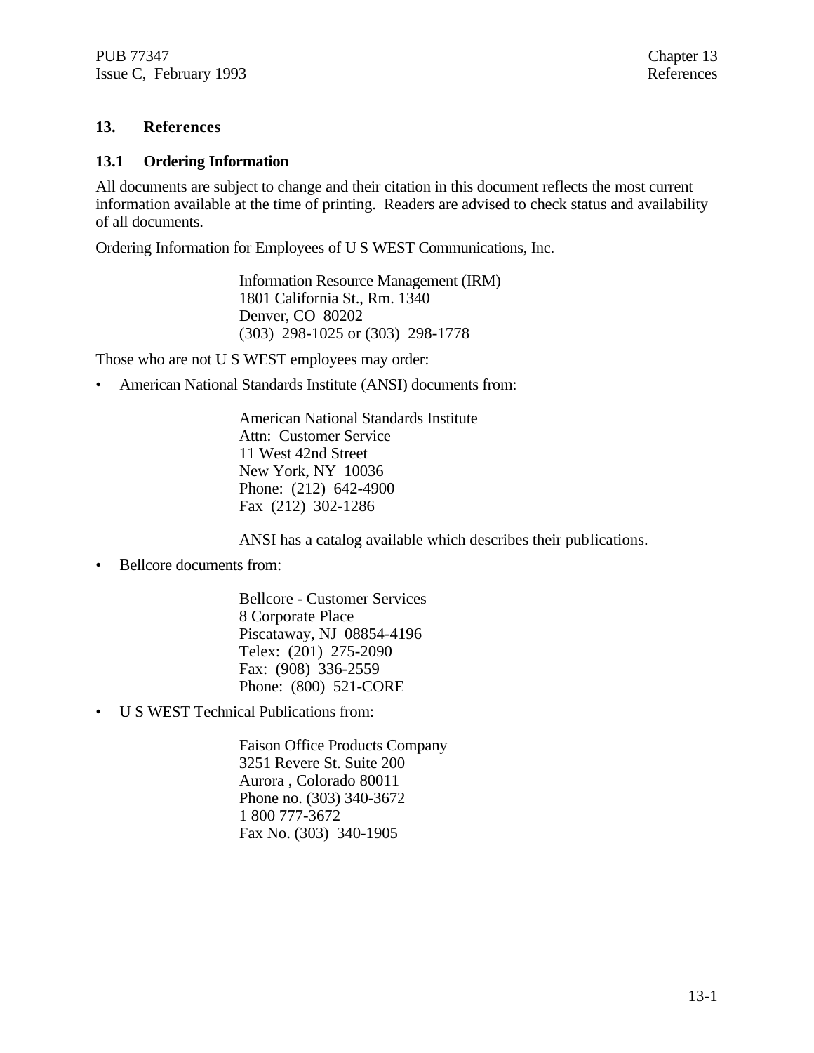# 13. References

## 13.1 Ordering Information

All documents are subject to change and their citation in this document reflects the most current information available at the time of printing. Readers are advised to check status and availability of all documents.

Ordering Information for Employees of U S WEST Communications, Inc.

> Information Resource Management (IRM)
> 1801 California St., Rm. 1340
> Denver, CO 80202
> (303) 298-1025 or (303) 298-1778

Those who are not U S WEST employees may order:

- American National Standards Institute (ANSI) documents from:

  > American National Standards Institute
  > Attn: Customer Service
  > 11 West 42nd Street
  > New York, NY 10036
  > Phone: (212) 642-4900
  > Fax (212) 302-1286

  ANSI has a catalog available which describes their publications.

- Bellcore documents from:

  > Bellcore - Customer Services
  > 8 Corporate Place
  > Piscataway, NJ 08854-4196
  > Telex: (201) 275-2090
  > Fax: (908) 336-2559
  > Phone: (800) 521-CORE

- U S WEST Technical Publications from:

  > Faison Office Products Company
  > 3251 Revere St. Suite 200
  > Aurora , Colorado 80011
  > Phone no. (303) 340-3672
  > 1 800 777-3672
  > Fax No. (303) 340-1905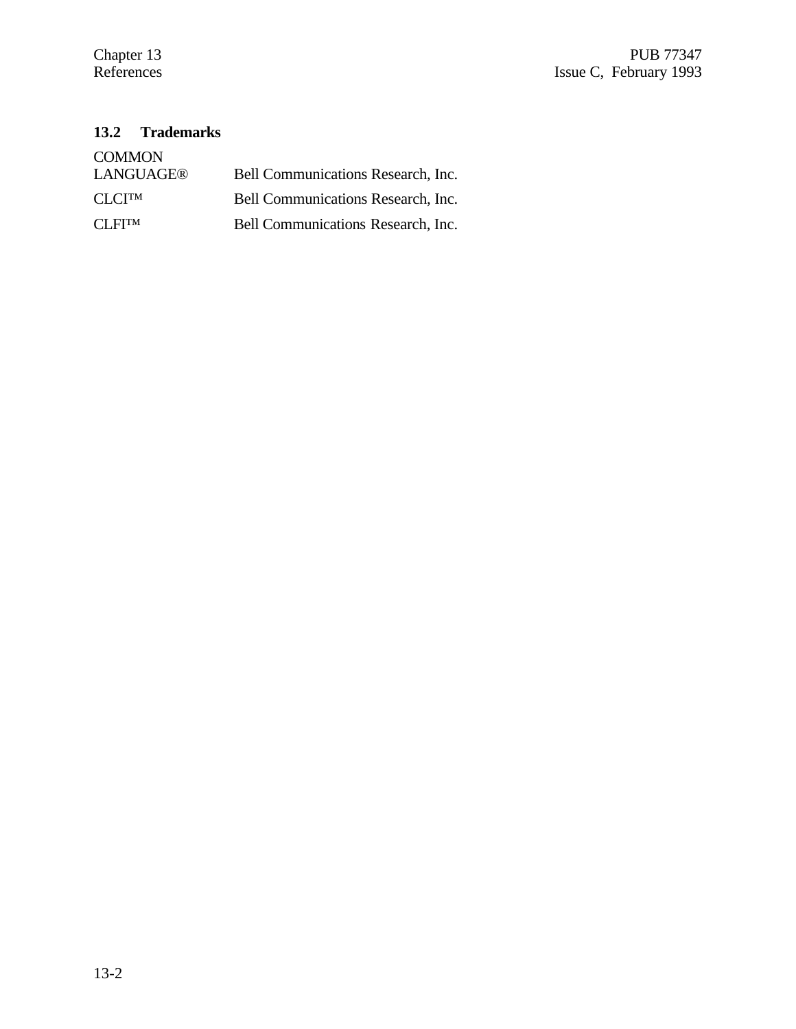## 13.2 Trademarks

| | |
|---|---|
| COMMON LANGUAGE® | Bell Communications Research, Inc. |
| CLCI™ | Bell Communications Research, Inc. |
| CLFI™ | Bell Communications Research, Inc. |